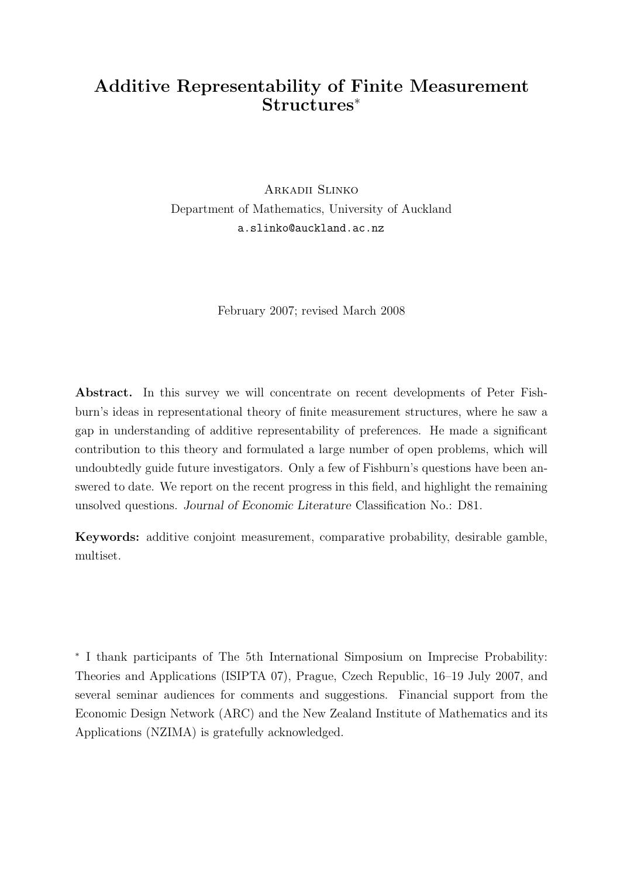# Additive Representability of Finite Measurement Structures*

Arkadii Slinko
Department of Mathematics, University of Auckland
a.slinko@auckland.ac.nz

February 2007; revised March 2008

**Abstract.** In this survey we will concentrate on recent developments of Peter Fishburn's ideas in representational theory of finite measurement structures, where he saw a gap in understanding of additive representability of preferences. He made a significant contribution to this theory and formulated a large number of open problems, which will undoubtedly guide future investigators. Only a few of Fishburn's questions have been answered to date. We report on the recent progress in this field, and highlight the remaining unsolved questions. *Journal of Economic Literature* Classification No.: D81.

**Keywords:** additive conjoint measurement, comparative probability, desirable gamble, multiset.

* I thank participants of The 5th International Simposium on Imprecise Probability: Theories and Applications (ISIPTA 07), Prague, Czech Republic, 16–19 July 2007, and several seminar audiences for comments and suggestions. Financial support from the Economic Design Network (ARC) and the New Zealand Institute of Mathematics and its Applications (NZIMA) is gratefully acknowledged.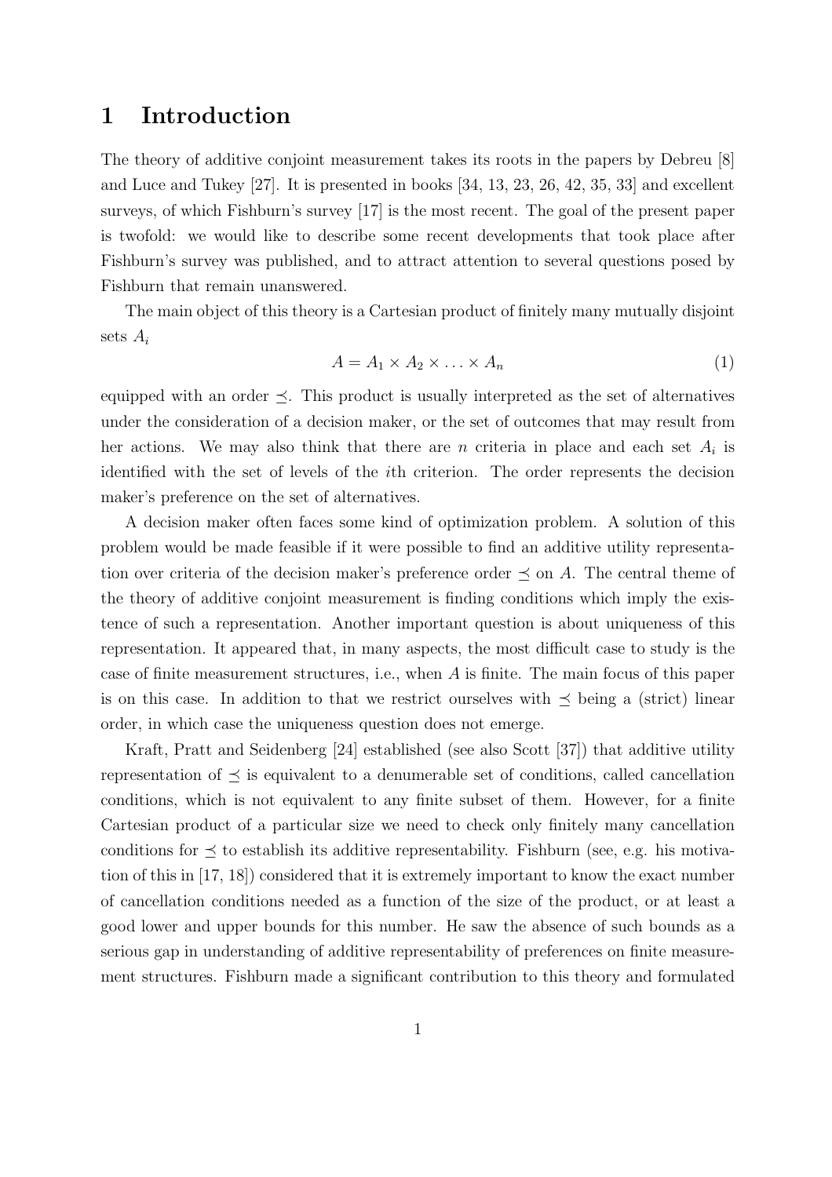# 1 Introduction

The theory of additive conjoint measurement takes its roots in the papers by Debreu [8] and Luce and Tukey [27]. It is presented in books [34, 13, 23, 26, 42, 35, 33] and excellent surveys, of which Fishburn's survey [17] is the most recent. The goal of the present paper is twofold: we would like to describe some recent developments that took place after Fishburn's survey was published, and to attract attention to several questions posed by Fishburn that remain unanswered.

The main object of this theory is a Cartesian product of finitely many mutually disjoint sets $A_i$

$$A = A_1 \times A_2 \times \ldots \times A_n \tag{1}$$

equipped with an order $\preceq$. This product is usually interpreted as the set of alternatives under the consideration of a decision maker, or the set of outcomes that may result from her actions. We may also think that there are $n$ criteria in place and each set $A_i$ is identified with the set of levels of the $i$th criterion. The order represents the decision maker's preference on the set of alternatives.

A decision maker often faces some kind of optimization problem. A solution of this problem would be made feasible if it were possible to find an additive utility representation over criteria of the decision maker's preference order $\preceq$ on $A$. The central theme of the theory of additive conjoint measurement is finding conditions which imply the existence of such a representation. Another important question is about uniqueness of this representation. It appeared that, in many aspects, the most difficult case to study is the case of finite measurement structures, i.e., when $A$ is finite. The main focus of this paper is on this case. In addition to that we restrict ourselves with $\preceq$ being a (strict) linear order, in which case the uniqueness question does not emerge.

Kraft, Pratt and Seidenberg [24] established (see also Scott [37]) that additive utility representation of $\preceq$ is equivalent to a denumerable set of conditions, called cancellation conditions, which is not equivalent to any finite subset of them. However, for a finite Cartesian product of a particular size we need to check only finitely many cancellation conditions for $\preceq$ to establish its additive representability. Fishburn (see, e.g. his motivation of this in [17, 18]) considered that it is extremely important to know the exact number of cancellation conditions needed as a function of the size of the product, or at least a good lower and upper bounds for this number. He saw the absence of such bounds as a serious gap in understanding of additive representability of preferences on finite measurement structures. Fishburn made a significant contribution to this theory and formulated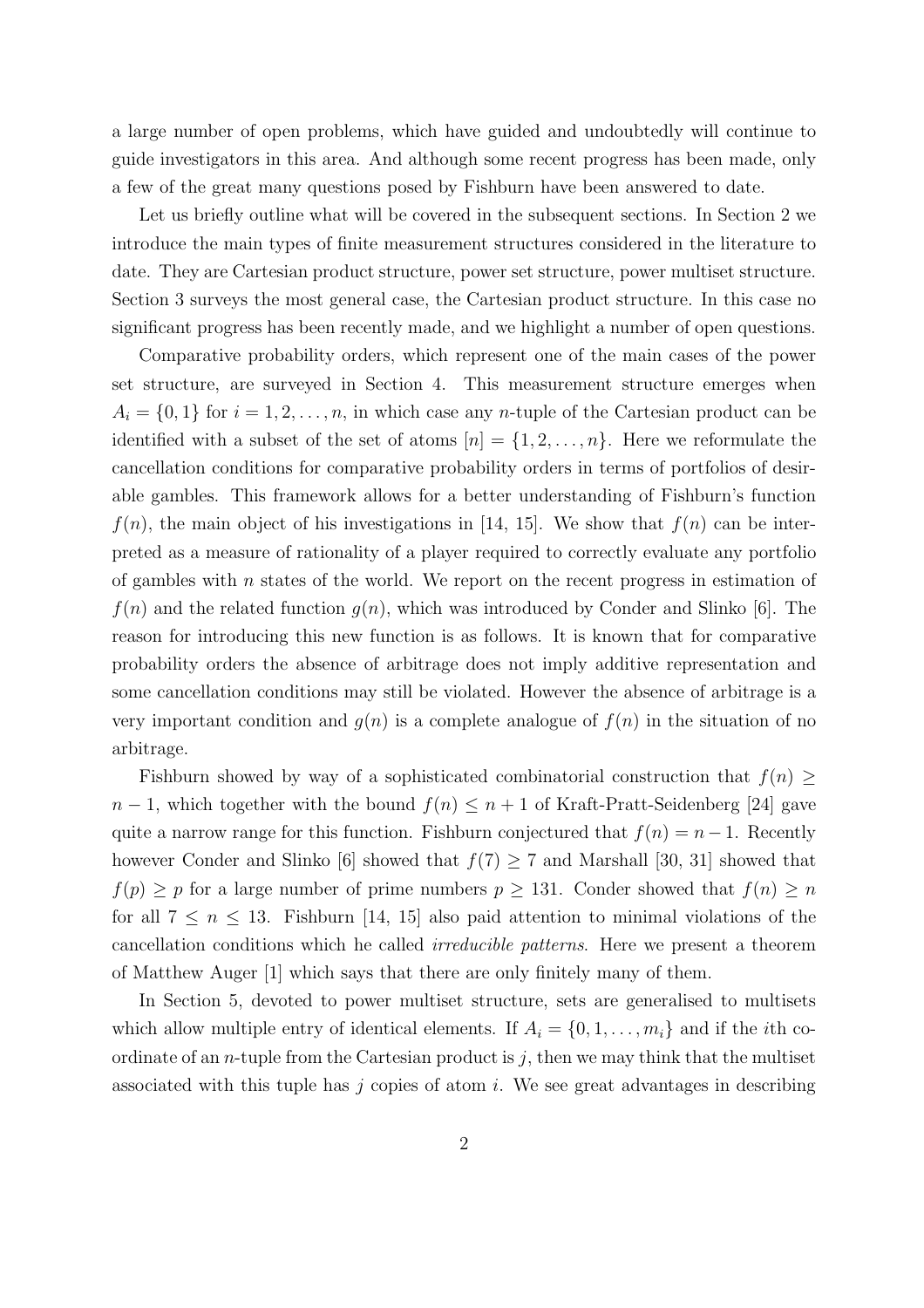a large number of open problems, which have guided and undoubtedly will continue to guide investigators in this area. And although some recent progress has been made, only a few of the great many questions posed by Fishburn have been answered to date.

Let us briefly outline what will be covered in the subsequent sections. In Section 2 we introduce the main types of finite measurement structures considered in the literature to date. They are Cartesian product structure, power set structure, power multiset structure. Section 3 surveys the most general case, the Cartesian product structure. In this case no significant progress has been recently made, and we highlight a number of open questions.

Comparative probability orders, which represent one of the main cases of the power set structure, are surveyed in Section 4. This measurement structure emerges when $A_i = \{0, 1\}$ for $i = 1, 2, \ldots, n$, in which case any $n$-tuple of the Cartesian product can be identified with a subset of the set of atoms $[n] = \{1, 2, \ldots, n\}$. Here we reformulate the cancellation conditions for comparative probability orders in terms of portfolios of desirable gambles. This framework allows for a better understanding of Fishburn's function $f(n)$, the main object of his investigations in [14, 15]. We show that $f(n)$ can be interpreted as a measure of rationality of a player required to correctly evaluate any portfolio of gambles with $n$ states of the world. We report on the recent progress in estimation of $f(n)$ and the related function $g(n)$, which was introduced by Conder and Slinko [6]. The reason for introducing this new function is as follows. It is known that for comparative probability orders the absence of arbitrage does not imply additive representation and some cancellation conditions may still be violated. However the absence of arbitrage is a very important condition and $g(n)$ is a complete analogue of $f(n)$ in the situation of no arbitrage.

Fishburn showed by way of a sophisticated combinatorial construction that $f(n) \geq n - 1$, which together with the bound $f(n) \leq n + 1$ of Kraft-Pratt-Seidenberg [24] gave quite a narrow range for this function. Fishburn conjectured that $f(n) = n - 1$. Recently however Conder and Slinko [6] showed that $f(7) \geq 7$ and Marshall [30, 31] showed that $f(p) \geq p$ for a large number of prime numbers $p \geq 131$. Conder showed that $f(n) \geq n$ for all $7 \leq n \leq 13$. Fishburn [14, 15] also paid attention to minimal violations of the cancellation conditions which he called *irreducible patterns*. Here we present a theorem of Matthew Auger [1] which says that there are only finitely many of them.

In Section 5, devoted to power multiset structure, sets are generalised to multisets which allow multiple entry of identical elements. If $A_i = \{0, 1, \ldots, m_i\}$ and if the $i$th coordinate of an $n$-tuple from the Cartesian product is $j$, then we may think that the multiset associated with this tuple has $j$ copies of atom $i$. We see great advantages in describing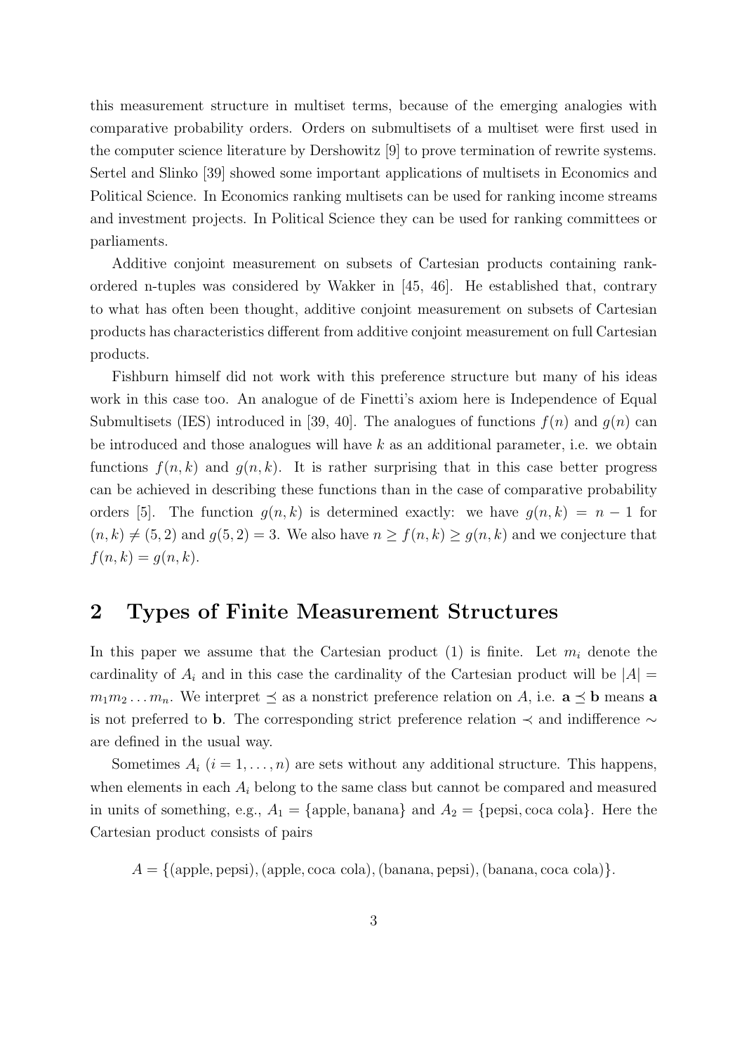this measurement structure in multiset terms, because of the emerging analogies with comparative probability orders. Orders on submultisets of a multiset were first used in the computer science literature by Dershowitz [9] to prove termination of rewrite systems. Sertel and Slinko [39] showed some important applications of multisets in Economics and Political Science. In Economics ranking multisets can be used for ranking income streams and investment projects. In Political Science they can be used for ranking committees or parliaments.

Additive conjoint measurement on subsets of Cartesian products containing rank-ordered n-tuples was considered by Wakker in [45, 46]. He established that, contrary to what has often been thought, additive conjoint measurement on subsets of Cartesian products has characteristics different from additive conjoint measurement on full Cartesian products.

Fishburn himself did not work with this preference structure but many of his ideas work in this case too. An analogue of de Finetti's axiom here is Independence of Equal Submultisets (IES) introduced in [39, 40]. The analogues of functions $f(n)$ and $g(n)$ can be introduced and those analogues will have $k$ as an additional parameter, i.e. we obtain functions $f(n, k)$ and $g(n, k)$. It is rather surprising that in this case better progress can be achieved in describing these functions than in the case of comparative probability orders [5]. The function $g(n, k)$ is determined exactly: we have $g(n, k) = n - 1$ for $(n, k) \neq (5, 2)$ and $g(5, 2) = 3$. We also have $n \geq f(n, k) \geq g(n, k)$ and we conjecture that $f(n, k) = g(n, k)$.

## 2 Types of Finite Measurement Structures

In this paper we assume that the Cartesian product (1) is finite. Let $m_i$ denote the cardinality of $A_i$ and in this case the cardinality of the Cartesian product will be $|A| = m_1 m_2 \ldots m_n$. We interpret $\preceq$ as a nonstrict preference relation on $A$, i.e. $\mathbf{a} \preceq \mathbf{b}$ means $\mathbf{a}$ is not preferred to $\mathbf{b}$. The corresponding strict preference relation $\prec$ and indifference $\sim$ are defined in the usual way.

Sometimes $A_i$ $(i = 1, \ldots, n)$ are sets without any additional structure. This happens, when elements in each $A_i$ belong to the same class but cannot be compared and measured in units of something, e.g., $A_1 = \{\text{apple}, \text{banana}\}$ and $A_2 = \{\text{pepsi}, \text{coca cola}\}$. Here the Cartesian product consists of pairs

$$A = \{(\text{apple}, \text{pepsi}), (\text{apple}, \text{coca cola}), (\text{banana}, \text{pepsi}), (\text{banana}, \text{coca cola})\}.$$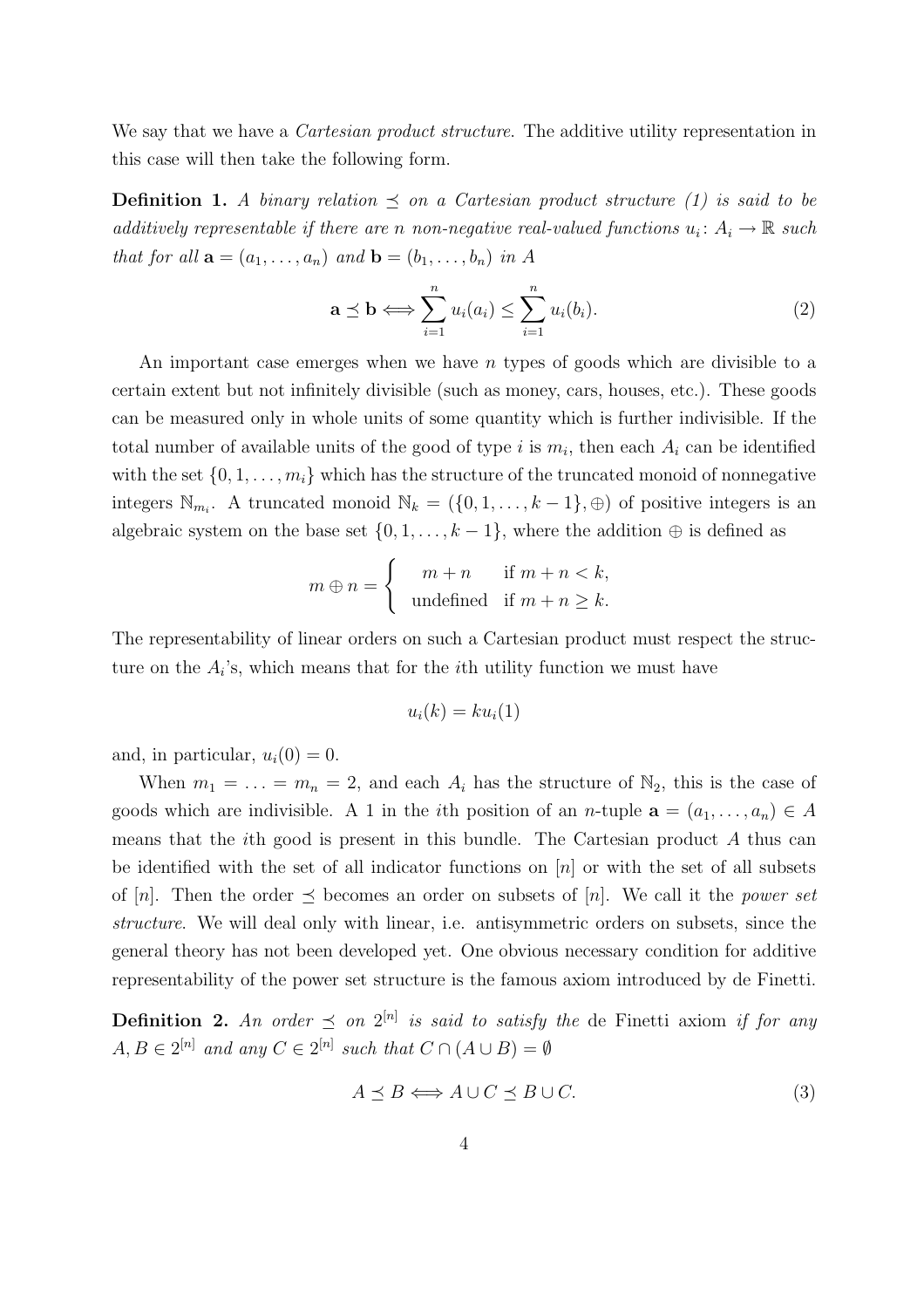We say that we have a *Cartesian product structure*. The additive utility representation in this case will then take the following form.

**Definition 1.** *A binary relation $\preceq$ on a Cartesian product structure (1) is said to be additively representable if there are $n$ non-negative real-valued functions $u_i\colon A_i \to \mathbb{R}$ such that for all $\mathbf{a} = (a_1, \ldots, a_n)$ and $\mathbf{b} = (b_1, \ldots, b_n)$ in $A$*

$$\mathbf{a} \preceq \mathbf{b} \Longleftrightarrow \sum_{i=1}^{n} u_i(a_i) \leq \sum_{i=1}^{n} u_i(b_i). \tag{2}$$

An important case emerges when we have $n$ types of goods which are divisible to a certain extent but not infinitely divisible (such as money, cars, houses, etc.). These goods can be measured only in whole units of some quantity which is further indivisible. If the total number of available units of the good of type $i$ is $m_i$, then each $A_i$ can be identified with the set $\{0, 1, \ldots, m_i\}$ which has the structure of the truncated monoid of nonnegative integers $\mathbb{N}_{m_i}$. A truncated monoid $\mathbb{N}_k = (\{0, 1, \ldots, k-1\}, \oplus)$ of positive integers is an algebraic system on the base set $\{0, 1, \ldots, k-1\}$, where the addition $\oplus$ is defined as

$$m \oplus n = \begin{cases} m + n & \text{if } m + n < k, \\ \text{undefined} & \text{if } m + n \geq k. \end{cases}$$

The representability of linear orders on such a Cartesian product must respect the structure on the $A_i$'s, which means that for the $i$th utility function we must have

$$u_i(k) = k u_i(1)$$

and, in particular, $u_i(0) = 0$.

When $m_1 = \ldots = m_n = 2$, and each $A_i$ has the structure of $\mathbb{N}_2$, this is the case of goods which are indivisible. A 1 in the $i$th position of an $n$-tuple $\mathbf{a} = (a_1, \ldots, a_n) \in A$ means that the $i$th good is present in this bundle. The Cartesian product $A$ thus can be identified with the set of all indicator functions on $[n]$ or with the set of all subsets of $[n]$. Then the order $\preceq$ becomes an order on subsets of $[n]$. We call it the *power set structure*. We will deal only with linear, i.e. antisymmetric orders on subsets, since the general theory has not been developed yet. One obvious necessary condition for additive representability of the power set structure is the famous axiom introduced by de Finetti.

**Definition 2.** *An order $\preceq$ on $2^{[n]}$ is said to satisfy the* de Finetti axiom *if for any $A, B \in 2^{[n]}$ and any $C \in 2^{[n]}$ such that $C \cap (A \cup B) = \emptyset$*

$$A \preceq B \Longleftrightarrow A \cup C \preceq B \cup C. \tag{3}$$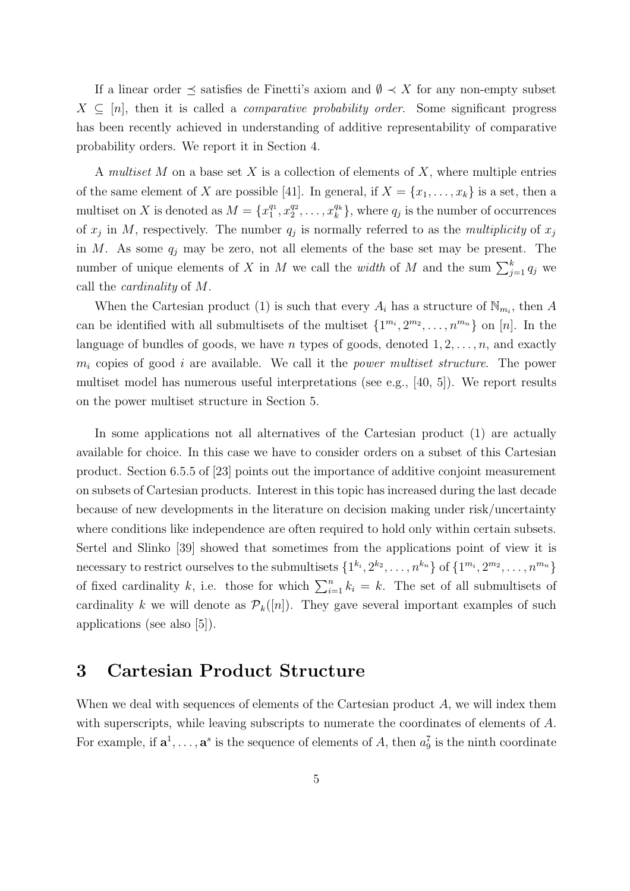If a linear order $\preceq$ satisfies de Finetti's axiom and $\emptyset \prec X$ for any non-empty subset $X \subseteq [n]$, then it is called a *comparative probability order*. Some significant progress has been recently achieved in understanding of additive representability of comparative probability orders. We report it in Section 4.

A *multiset* $M$ on a base set $X$ is a collection of elements of $X$, where multiple entries of the same element of $X$ are possible [41]. In general, if $X = \{x_1, \ldots, x_k\}$ is a set, then a multiset on $X$ is denoted as $M = \{x_1^{q_1}, x_2^{q_2}, \ldots, x_k^{q_k}\}$, where $q_j$ is the number of occurrences of $x_j$ in $M$, respectively. The number $q_j$ is normally referred to as the *multiplicity* of $x_j$ in $M$. As some $q_j$ may be zero, not all elements of the base set may be present. The number of unique elements of $X$ in $M$ we call the *width* of $M$ and the sum $\sum_{j=1}^{k} q_j$ we call the *cardinality* of $M$.

When the Cartesian product (1) is such that every $A_i$ has a structure of $\mathbb{N}_{m_i}$, then $A$ can be identified with all submultisets of the multiset $\{1^{m_i}, 2^{m_2}, \ldots, n^{m_n}\}$ on $[n]$. In the language of bundles of goods, we have $n$ types of goods, denoted $1, 2, \ldots, n$, and exactly $m_i$ copies of good $i$ are available. We call it the *power multiset structure*. The power multiset model has numerous useful interpretations (see e.g., [40, 5]). We report results on the power multiset structure in Section 5.

In some applications not all alternatives of the Cartesian product (1) are actually available for choice. In this case we have to consider orders on a subset of this Cartesian product. Section 6.5.5 of [23] points out the importance of additive conjoint measurement on subsets of Cartesian products. Interest in this topic has increased during the last decade because of new developments in the literature on decision making under risk/uncertainty where conditions like independence are often required to hold only within certain subsets. Sertel and Slinko [39] showed that sometimes from the applications point of view it is necessary to restrict ourselves to the submultisets $\{1^{k_i}, 2^{k_2}, \ldots, n^{k_n}\}$ of $\{1^{m_i}, 2^{m_2}, \ldots, n^{m_n}\}$ of fixed cardinality $k$, i.e. those for which $\sum_{i=1}^{n} k_i = k$. The set of all submultisets of cardinality $k$ we will denote as $\mathcal{P}_k([n])$. They gave several important examples of such applications (see also [5]).

# 3 Cartesian Product Structure

When we deal with sequences of elements of the Cartesian product $A$, we will index them with superscripts, while leaving subscripts to numerate the coordinates of elements of $A$. For example, if $\mathbf{a}^1, \ldots, \mathbf{a}^s$ is the sequence of elements of $A$, then $a_9^7$ is the ninth coordinate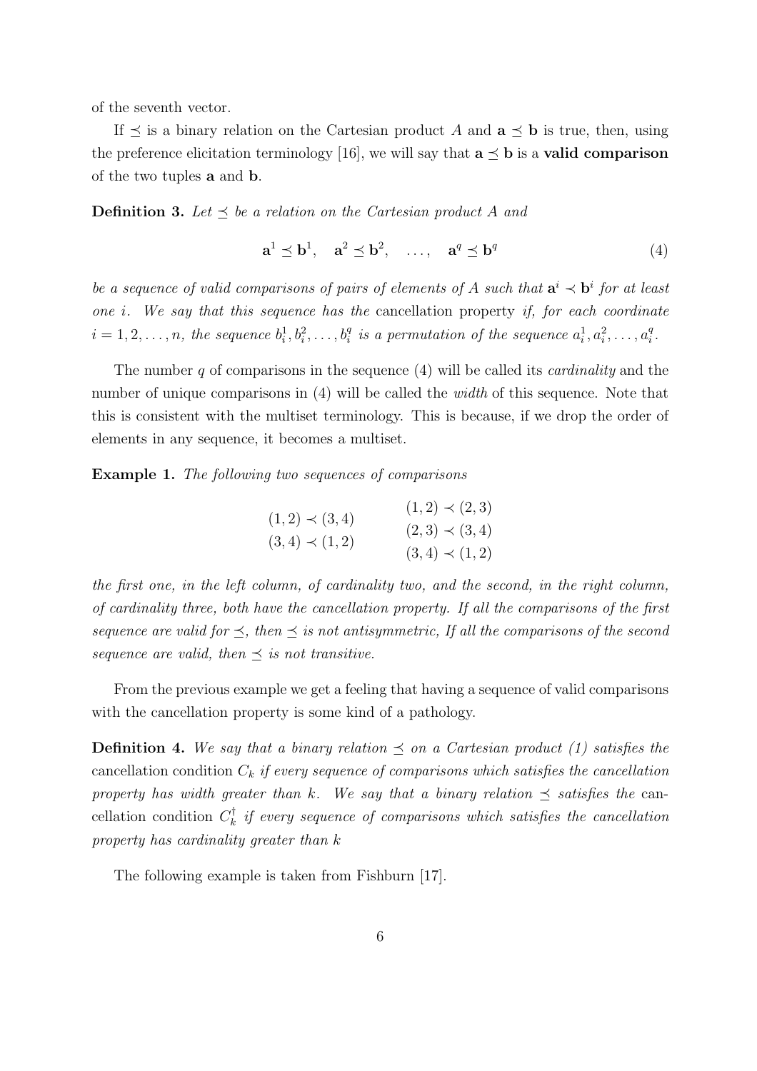of the seventh vector.

If $\preceq$ is a binary relation on the Cartesian product $A$ and $\mathbf{a} \preceq \mathbf{b}$ is true, then, using the preference elicitation terminology [16], we will say that $\mathbf{a} \preceq \mathbf{b}$ is a **valid comparison** of the two tuples $\mathbf{a}$ and $\mathbf{b}$.

**Definition 3.** *Let $\preceq$ be a relation on the Cartesian product $A$ and*

$$\mathbf{a}^1 \preceq \mathbf{b}^1, \quad \mathbf{a}^2 \preceq \mathbf{b}^2, \quad \dots, \quad \mathbf{a}^q \preceq \mathbf{b}^q \tag{4}$$

*be a sequence of valid comparisons of pairs of elements of $A$ such that $\mathbf{a}^i \prec \mathbf{b}^i$ for at least one $i$. We say that this sequence has the* cancellation property *if, for each coordinate $i = 1, 2, \dots, n$, the sequence $b_i^1, b_i^2, \dots, b_i^q$ is a permutation of the sequence $a_i^1, a_i^2, \dots, a_i^q$.*

The number $q$ of comparisons in the sequence (4) will be called its *cardinality* and the number of unique comparisons in (4) will be called the *width* of this sequence. Note that this is consistent with the multiset terminology. This is because, if we drop the order of elements in any sequence, it becomes a multiset.

**Example 1.** *The following two sequences of comparisons*

$$\begin{array}{ll} (1,2) \prec (3,4) & \quad (1,2) \prec (2,3) \\ (3,4) \prec (1,2) & \quad (2,3) \prec (3,4) \\ & \quad (3,4) \prec (1,2) \end{array}$$

*the first one, in the left column, of cardinality two, and the second, in the right column, of cardinality three, both have the cancellation property. If all the comparisons of the first sequence are valid for $\preceq$, then $\preceq$ is not antisymmetric, If all the comparisons of the second sequence are valid, then $\preceq$ is not transitive.*

From the previous example we get a feeling that having a sequence of valid comparisons with the cancellation property is some kind of a pathology.

**Definition 4.** *We say that a binary relation $\preceq$ on a Cartesian product (1) satisfies the* cancellation condition $C_k$ *if every sequence of comparisons which satisfies the cancellation property has width greater than $k$. We say that a binary relation $\preceq$ satisfies the* cancellation condition $C_k^\dagger$ *if every sequence of comparisons which satisfies the cancellation property has cardinality greater than $k$*

The following example is taken from Fishburn [17].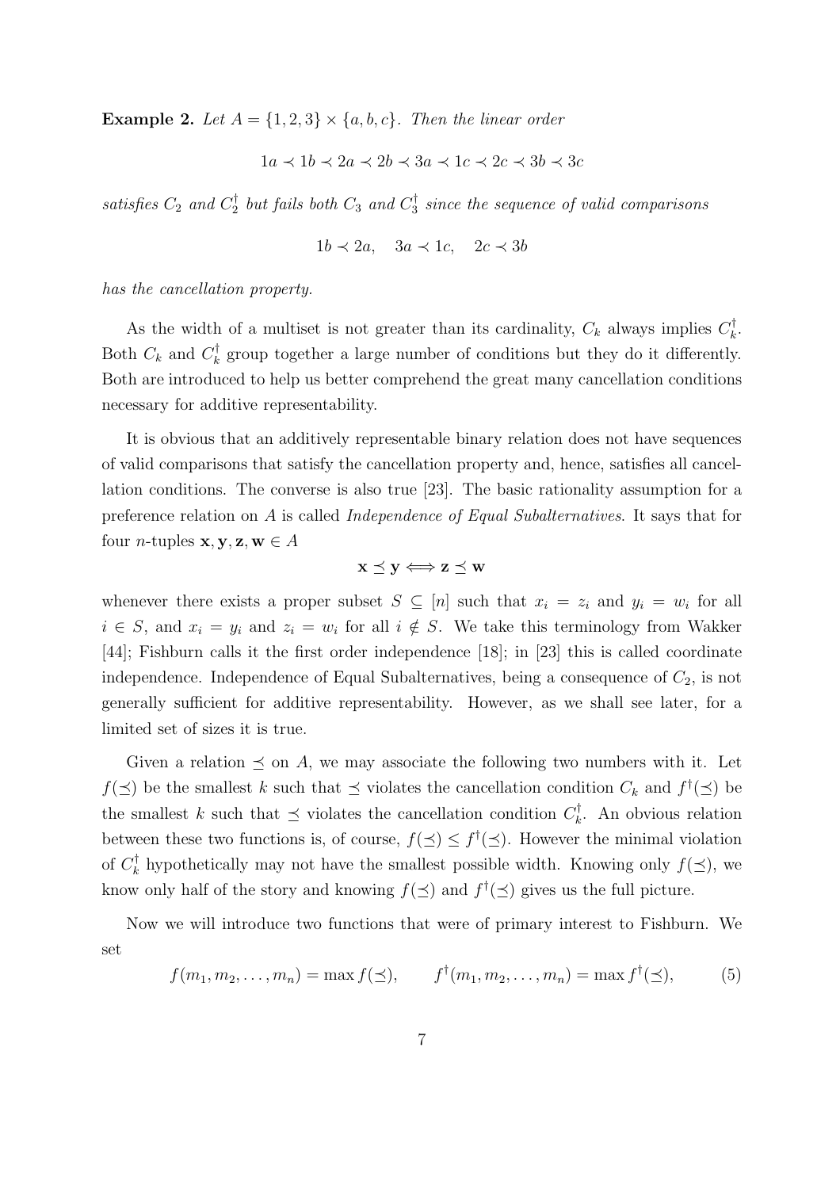**Example 2.** *Let $A = \{1,2,3\} \times \{a,b,c\}$. Then the linear order*

$$1a \prec 1b \prec 2a \prec 2b \prec 3a \prec 1c \prec 2c \prec 3b \prec 3c$$

*satisfies $C_2$ and $C_2^\dagger$ but fails both $C_3$ and $C_3^\dagger$ since the sequence of valid comparisons*

$$1b \prec 2a, \quad 3a \prec 1c, \quad 2c \prec 3b$$

*has the cancellation property.*

As the width of a multiset is not greater than its cardinality, $C_k$ always implies $C_k^\dagger$. Both $C_k$ and $C_k^\dagger$ group together a large number of conditions but they do it differently. Both are introduced to help us better comprehend the great many cancellation conditions necessary for additive representability.

It is obvious that an additively representable binary relation does not have sequences of valid comparisons that satisfy the cancellation property and, hence, satisfies all cancellation conditions. The converse is also true [23]. The basic rationality assumption for a preference relation on $A$ is called *Independence of Equal Subalternatives*. It says that for four $n$-tuples $\mathbf{x}, \mathbf{y}, \mathbf{z}, \mathbf{w} \in A$

$$\mathbf{x} \preceq \mathbf{y} \Longleftrightarrow \mathbf{z} \preceq \mathbf{w}$$

whenever there exists a proper subset $S \subseteq [n]$ such that $x_i = z_i$ and $y_i = w_i$ for all $i \in S$, and $x_i = y_i$ and $z_i = w_i$ for all $i \notin S$. We take this terminology from Wakker [44]; Fishburn calls it the first order independence [18]; in [23] this is called coordinate independence. Independence of Equal Subalternatives, being a consequence of $C_2$, is not generally sufficient for additive representability. However, as we shall see later, for a limited set of sizes it is true.

Given a relation $\preceq$ on $A$, we may associate the following two numbers with it. Let $f(\preceq)$ be the smallest $k$ such that $\preceq$ violates the cancellation condition $C_k$ and $f^\dagger(\preceq)$ be the smallest $k$ such that $\preceq$ violates the cancellation condition $C_k^\dagger$. An obvious relation between these two functions is, of course, $f(\preceq) \le f^\dagger(\preceq)$. However the minimal violation of $C_k^\dagger$ hypothetically may not have the smallest possible width. Knowing only $f(\preceq)$, we know only half of the story and knowing $f(\preceq)$ and $f^\dagger(\preceq)$ gives us the full picture.

Now we will introduce two functions that were of primary interest to Fishburn. We set

$$f(m_1, m_2, \ldots, m_n) = \max f(\preceq), \qquad f^\dagger(m_1, m_2, \ldots, m_n) = \max f^\dagger(\preceq), \tag{5}$$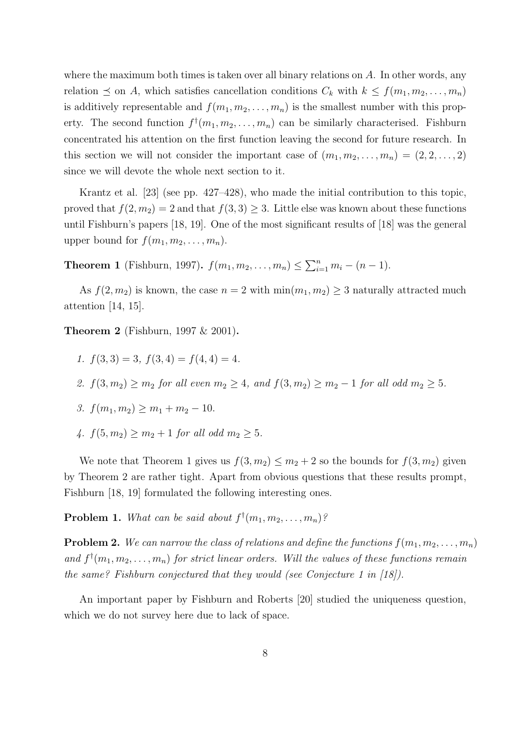where the maximum both times is taken over all binary relations on $A$. In other words, any relation $\preceq$ on $A$, which satisfies cancellation conditions $C_k$ with $k \leq f(m_1, m_2, \ldots, m_n)$ is additively representable and $f(m_1, m_2, \ldots, m_n)$ is the smallest number with this property. The second function $f^\dagger(m_1, m_2, \ldots, m_n)$ can be similarly characterised. Fishburn concentrated his attention on the first function leaving the second for future research. In this section we will not consider the important case of $(m_1, m_2, \ldots, m_n) = (2, 2, \ldots, 2)$ since we will devote the whole next section to it.

Krantz et al. [23] (see pp. 427–428), who made the initial contribution to this topic, proved that $f(2, m_2) = 2$ and that $f(3, 3) \geq 3$. Little else was known about these functions until Fishburn's papers [18, 19]. One of the most significant results of [18] was the general upper bound for $f(m_1, m_2, \ldots, m_n)$.

**Theorem 1** (Fishburn, 1997)**.** *$f(m_1, m_2, \ldots, m_n) \leq \sum_{i=1}^{n} m_i - (n-1)$.*

As $f(2, m_2)$ is known, the case $n = 2$ with $\min(m_1, m_2) \geq 3$ naturally attracted much attention [14, 15].

**Theorem 2** (Fishburn, 1997 & 2001)**.**

1. *$f(3, 3) = 3$, $f(3, 4) = f(4, 4) = 4$.*
2. *$f(3, m_2) \geq m_2$ for all even $m_2 \geq 4$, and $f(3, m_2) \geq m_2 - 1$ for all odd $m_2 \geq 5$.*
3. *$f(m_1, m_2) \geq m_1 + m_2 - 10$.*
4. *$f(5, m_2) \geq m_2 + 1$ for all odd $m_2 \geq 5$.*

We note that Theorem 1 gives us $f(3, m_2) \leq m_2 + 2$ so the bounds for $f(3, m_2)$ given by Theorem 2 are rather tight. Apart from obvious questions that these results prompt, Fishburn [18, 19] formulated the following interesting ones.

**Problem 1.** *What can be said about $f^\dagger(m_1, m_2, \ldots, m_n)$?*

**Problem 2.** *We can narrow the class of relations and define the functions $f(m_1, m_2, \ldots, m_n)$ and $f^\dagger(m_1, m_2, \ldots, m_n)$ for strict linear orders. Will the values of these functions remain the same? Fishburn conjectured that they would (see Conjecture 1 in [18]).*

An important paper by Fishburn and Roberts [20] studied the uniqueness question, which we do not survey here due to lack of space.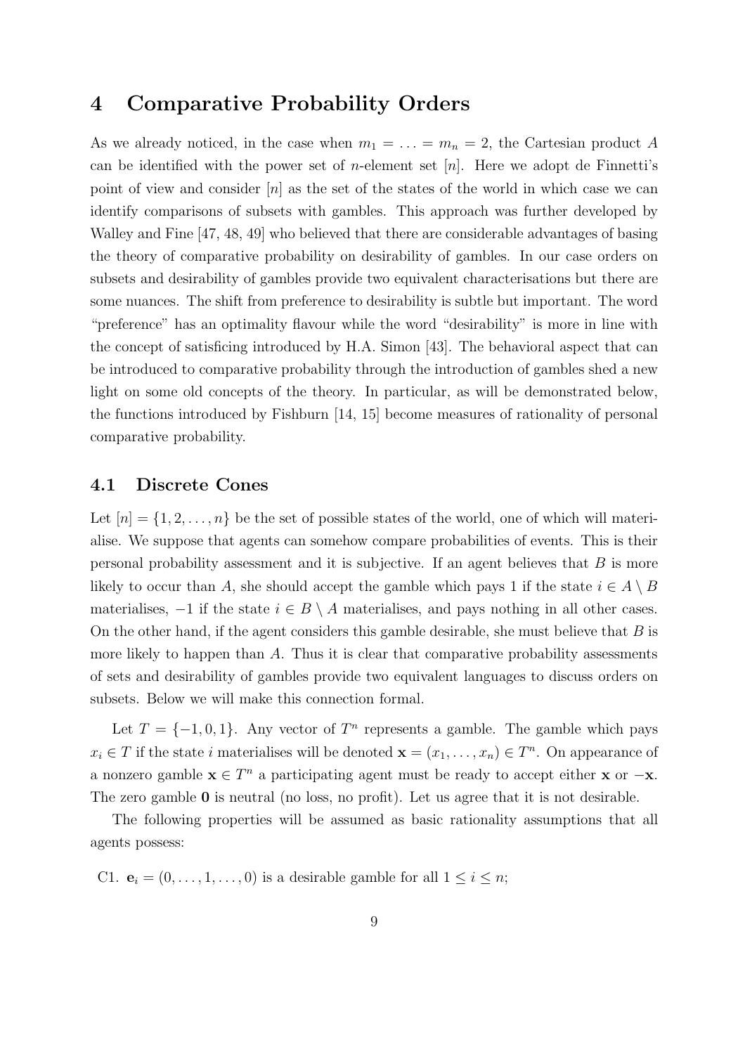# 4 Comparative Probability Orders

As we already noticed, in the case when $m_1 = \ldots = m_n = 2$, the Cartesian product $A$ can be identified with the power set of $n$-element set $[n]$. Here we adopt de Finnetti's point of view and consider $[n]$ as the set of the states of the world in which case we can identify comparisons of subsets with gambles. This approach was further developed by Walley and Fine [47, 48, 49] who believed that there are considerable advantages of basing the theory of comparative probability on desirability of gambles. In our case orders on subsets and desirability of gambles provide two equivalent characterisations but there are some nuances. The shift from preference to desirability is subtle but important. The word "preference" has an optimality flavour while the word "desirability" is more in line with the concept of satisficing introduced by H.A. Simon [43]. The behavioral aspect that can be introduced to comparative probability through the introduction of gambles shed a new light on some old concepts of the theory. In particular, as will be demonstrated below, the functions introduced by Fishburn [14, 15] become measures of rationality of personal comparative probability.

## 4.1 Discrete Cones

Let $[n] = \{1, 2, \ldots, n\}$ be the set of possible states of the world, one of which will materialise. We suppose that agents can somehow compare probabilities of events. This is their personal probability assessment and it is subjective. If an agent believes that $B$ is more likely to occur than $A$, she should accept the gamble which pays 1 if the state $i \in A \setminus B$ materialises, $-1$ if the state $i \in B \setminus A$ materialises, and pays nothing in all other cases. On the other hand, if the agent considers this gamble desirable, she must believe that $B$ is more likely to happen than $A$. Thus it is clear that comparative probability assessments of sets and desirability of gambles provide two equivalent languages to discuss orders on subsets. Below we will make this connection formal.

Let $T = \{-1, 0, 1\}$. Any vector of $T^n$ represents a gamble. The gamble which pays $x_i \in T$ if the state $i$ materialises will be denoted $\mathbf{x} = (x_1, \ldots, x_n) \in T^n$. On appearance of a nonzero gamble $\mathbf{x} \in T^n$ a participating agent must be ready to accept either $\mathbf{x}$ or $-\mathbf{x}$. The zero gamble $\mathbf{0}$ is neutral (no loss, no profit). Let us agree that it is not desirable.

The following properties will be assumed as basic rationality assumptions that all agents possess:

C1. $\mathbf{e}_i = (0, \ldots, 1, \ldots, 0)$ is a desirable gamble for all $1 \leq i \leq n$;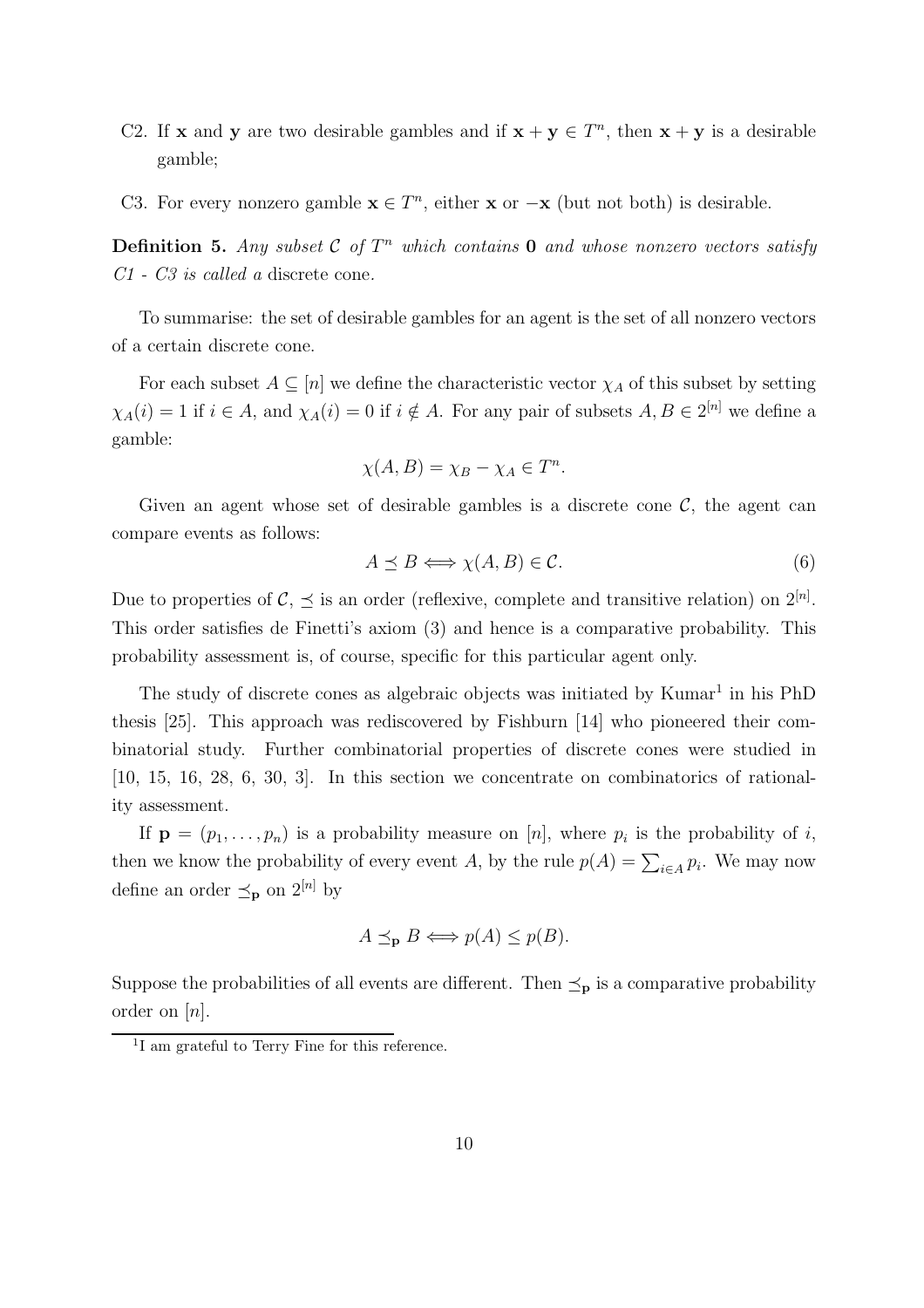C2. If $\mathbf{x}$ and $\mathbf{y}$ are two desirable gambles and if $\mathbf{x}+\mathbf{y} \in T^n$, then $\mathbf{x}+\mathbf{y}$ is a desirable gamble;

C3. For every nonzero gamble $\mathbf{x} \in T^n$, either $\mathbf{x}$ or $-\mathbf{x}$ (but not both) is desirable.

**Definition 5.** *Any subset $\mathcal{C}$ of $T^n$ which contains $\mathbf{0}$ and whose nonzero vectors satisfy C1 - C3 is called a* discrete cone*.*

To summarise: the set of desirable gambles for an agent is the set of all nonzero vectors of a certain discrete cone.

For each subset $A \subseteq [n]$ we define the characteristic vector $\chi_A$ of this subset by setting $\chi_A(i) = 1$ if $i \in A$, and $\chi_A(i) = 0$ if $i \notin A$. For any pair of subsets $A, B \in 2^{[n]}$ we define a gamble:

$$\chi(A, B) = \chi_B - \chi_A \in T^n.$$

Given an agent whose set of desirable gambles is a discrete cone $\mathcal{C}$, the agent can compare events as follows:

$$A \preceq B \iff \chi(A, B) \in \mathcal{C}. \tag{6}$$

Due to properties of $\mathcal{C}$, $\preceq$ is an order (reflexive, complete and transitive relation) on $2^{[n]}$. This order satisfies de Finetti's axiom (3) and hence is a comparative probability. This probability assessment is, of course, specific for this particular agent only.

The study of discrete cones as algebraic objects was initiated by Kumar[1] in his PhD thesis [25]. This approach was rediscovered by Fishburn [14] who pioneered their combinatorial study. Further combinatorial properties of discrete cones were studied in [10, 15, 16, 28, 6, 30, 3]. In this section we concentrate on combinatorics of rationality assessment.

If $\mathbf{p} = (p_1, \ldots, p_n)$ is a probability measure on $[n]$, where $p_i$ is the probability of $i$, then we know the probability of every event $A$, by the rule $p(A) = \sum_{i \in A} p_i$. We may now define an order $\preceq_{\mathbf{p}}$ on $2^{[n]}$ by

$$A \preceq_{\mathbf{p}} B \iff p(A) \leq p(B).$$

Suppose the probabilities of all events are different. Then $\preceq_{\mathbf{p}}$ is a comparative probability order on $[n]$.

[1] I am grateful to Terry Fine for this reference.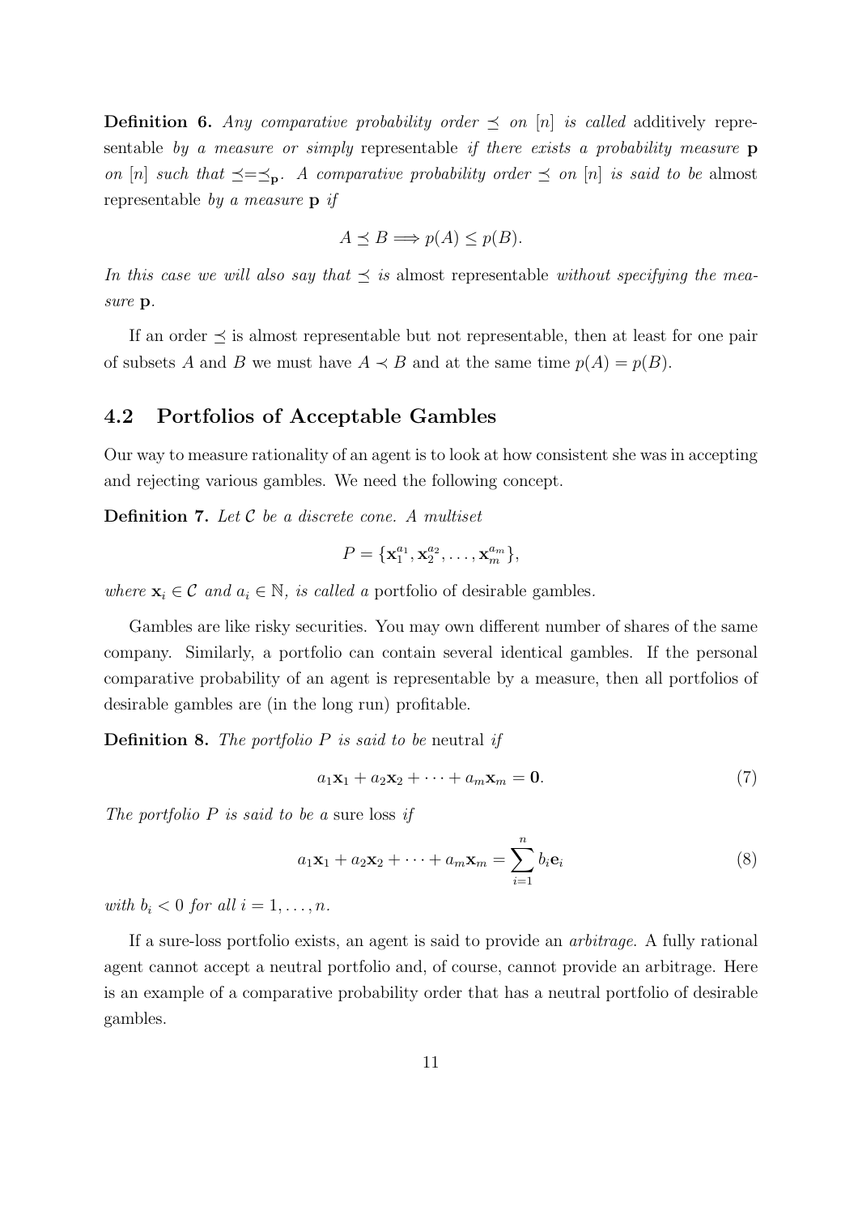**Definition 6.** *Any comparative probability order $\preceq$ on $[n]$ is called* additively representable *by a measure or simply* representable *if there exists a probability measure* $\mathbf{p}$ *on $[n]$ such that $\preceq = \preceq_{\mathbf{p}}$. A comparative probability order $\preceq$ on $[n]$ is said to be* almost representable *by a measure* $\mathbf{p}$ *if*

$$A \preceq B \Longrightarrow p(A) \leq p(B).$$

*In this case we will also say that $\preceq$ is* almost representable *without specifying the measure* $\mathbf{p}$.

If an order $\preceq$ is almost representable but not representable, then at least for one pair of subsets $A$ and $B$ we must have $A \prec B$ and at the same time $p(A) = p(B)$.

## 4.2 Portfolios of Acceptable Gambles

Our way to measure rationality of an agent is to look at how consistent she was in accepting and rejecting various gambles. We need the following concept.

**Definition 7.** *Let $\mathcal{C}$ be a discrete cone. A multiset*

$$P = \{\mathbf{x}_1^{a_1}, \mathbf{x}_2^{a_2}, \ldots, \mathbf{x}_m^{a_m}\},$$

*where $\mathbf{x}_i \in \mathcal{C}$ and $a_i \in \mathbb{N}$, is called a* portfolio of desirable gambles.

Gambles are like risky securities. You may own different number of shares of the same company. Similarly, a portfolio can contain several identical gambles. If the personal comparative probability of an agent is representable by a measure, then all portfolios of desirable gambles are (in the long run) profitable.

**Definition 8.** *The portfolio $P$ is said to be* neutral *if*

$$a_1\mathbf{x}_1 + a_2\mathbf{x}_2 + \cdots + a_m\mathbf{x}_m = \mathbf{0}. \tag{7}$$

*The portfolio $P$ is said to be a* sure loss *if*

$$a_1\mathbf{x}_1 + a_2\mathbf{x}_2 + \cdots + a_m\mathbf{x}_m = \sum_{i=1}^{n} b_i\mathbf{e}_i \tag{8}$$

*with $b_i < 0$ for all $i = 1, \ldots, n$.*

If a sure-loss portfolio exists, an agent is said to provide an *arbitrage*. A fully rational agent cannot accept a neutral portfolio and, of course, cannot provide an arbitrage. Here is an example of a comparative probability order that has a neutral portfolio of desirable gambles.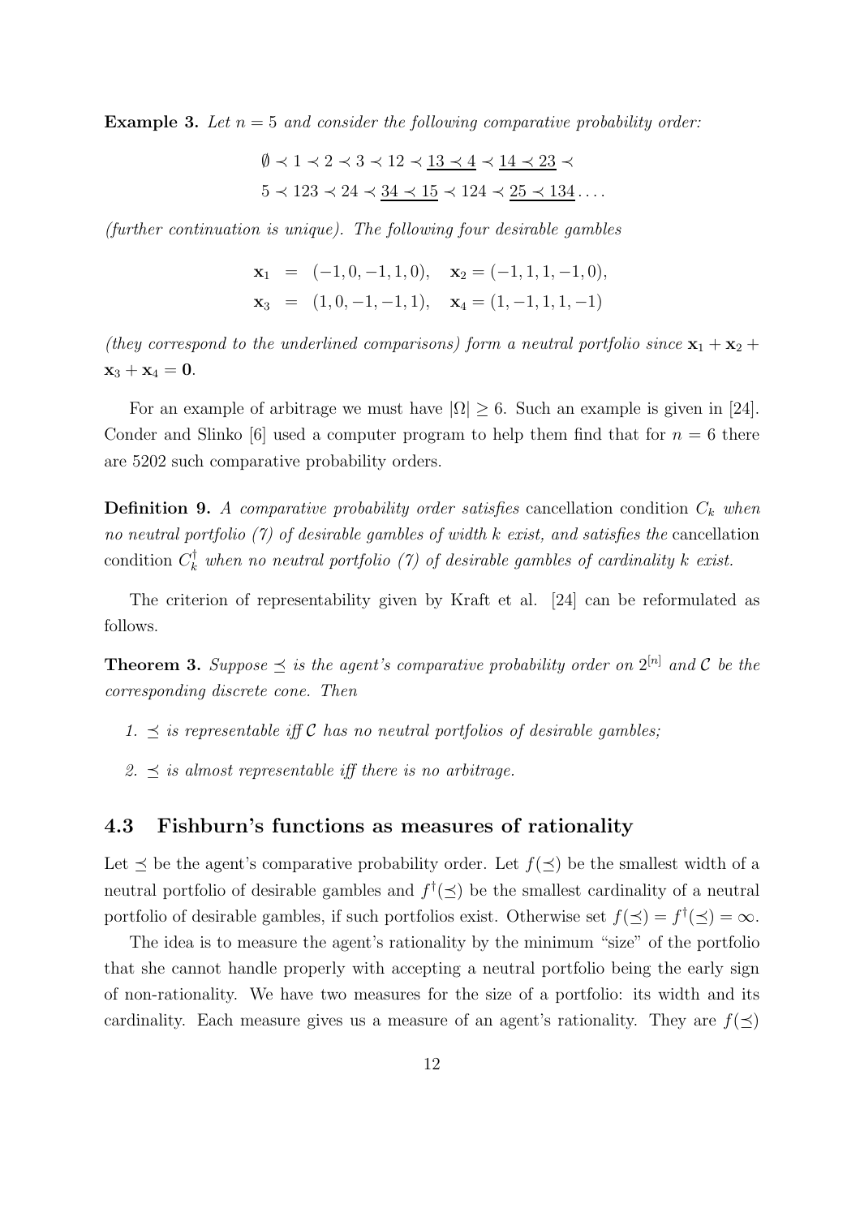**Example 3.** *Let $n = 5$ and consider the following comparative probability order:*

$$\emptyset \prec 1 \prec 2 \prec 3 \prec 12 \prec \underline{13 \prec 4} \prec \underline{14 \prec 23} \prec$$
$$5 \prec 123 \prec 24 \prec \underline{34 \prec 15} \prec 124 \prec \underline{25 \prec 134} \ldots.$$

*(further continuation is unique). The following four desirable gambles*

$$\mathbf{x}_1 = (-1, 0, -1, 1, 0), \quad \mathbf{x}_2 = (-1, 1, 1, -1, 0),$$
$$\mathbf{x}_3 = (1, 0, -1, -1, 1), \quad \mathbf{x}_4 = (1, -1, 1, 1, -1)$$

*(they correspond to the underlined comparisons) form a neutral portfolio since $\mathbf{x}_1 + \mathbf{x}_2 + \mathbf{x}_3 + \mathbf{x}_4 = \mathbf{0}$.*

For an example of arbitrage we must have $|\Omega| \geq 6$. Such an example is given in [24]. Conder and Slinko [6] used a computer program to help them find that for $n = 6$ there are 5202 such comparative probability orders.

**Definition 9.** *A comparative probability order satisfies* cancellation condition $C_k$ *when no neutral portfolio (7) of desirable gambles of width $k$ exist, and satisfies the* cancellation condition $C_k^\dagger$ *when no neutral portfolio (7) of desirable gambles of cardinality $k$ exist.*

The criterion of representability given by Kraft et al. [24] can be reformulated as follows.

**Theorem 3.** *Suppose $\preceq$ is the agent's comparative probability order on $2^{[n]}$ and $\mathcal{C}$ be the corresponding discrete cone. Then*

1. *$\preceq$ is representable iff $\mathcal{C}$ has no neutral portfolios of desirable gambles;*
2. *$\preceq$ is almost representable iff there is no arbitrage.*

### 4.3 Fishburn's functions as measures of rationality

Let $\preceq$ be the agent's comparative probability order. Let $f(\preceq)$ be the smallest width of a neutral portfolio of desirable gambles and $f^\dagger(\preceq)$ be the smallest cardinality of a neutral portfolio of desirable gambles, if such portfolios exist. Otherwise set $f(\preceq) = f^\dagger(\preceq) = \infty$.

The idea is to measure the agent's rationality by the minimum "size" of the portfolio that she cannot handle properly with accepting a neutral portfolio being the early sign of non-rationality. We have two measures for the size of a portfolio: its width and its cardinality. Each measure gives us a measure of an agent's rationality. They are $f(\preceq)$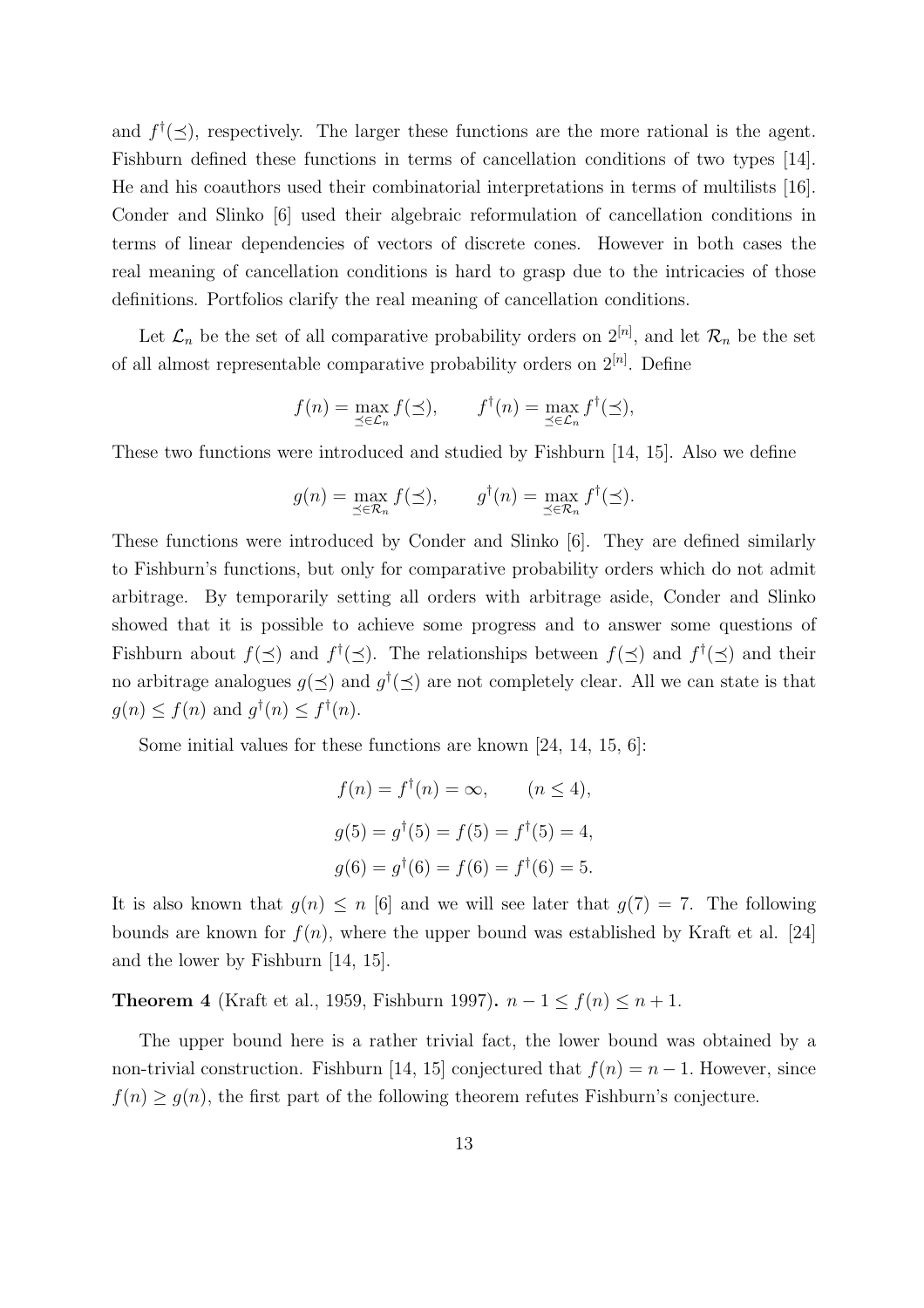and $f^\dagger(\preceq)$, respectively. The larger these functions are the more rational is the agent. Fishburn defined these functions in terms of cancellation conditions of two types [14]. He and his coauthors used their combinatorial interpretations in terms of multilists [16]. Conder and Slinko [6] used their algebraic reformulation of cancellation conditions in terms of linear dependencies of vectors of discrete cones. However in both cases the real meaning of cancellation conditions is hard to grasp due to the intricacies of those definitions. Portfolios clarify the real meaning of cancellation conditions.

Let $\mathcal{L}_n$ be the set of all comparative probability orders on $2^{[n]}$, and let $\mathcal{R}_n$ be the set of all almost representable comparative probability orders on $2^{[n]}$. Define

$$f(n) = \max_{\preceq \in \mathcal{L}_n} f(\preceq), \qquad f^\dagger(n) = \max_{\preceq \in \mathcal{L}_n} f^\dagger(\preceq),$$

These two functions were introduced and studied by Fishburn [14, 15]. Also we define

$$g(n) = \max_{\preceq \in \mathcal{R}_n} f(\preceq), \qquad g^\dagger(n) = \max_{\preceq \in \mathcal{R}_n} f^\dagger(\preceq).$$

These functions were introduced by Conder and Slinko [6]. They are defined similarly to Fishburn's functions, but only for comparative probability orders which do not admit arbitrage. By temporarily setting all orders with arbitrage aside, Conder and Slinko showed that it is possible to achieve some progress and to answer some questions of Fishburn about $f(\preceq)$ and $f^\dagger(\preceq)$. The relationships between $f(\preceq)$ and $f^\dagger(\preceq)$ and their no arbitrage analogues $g(\preceq)$ and $g^\dagger(\preceq)$ are not completely clear. All we can state is that $g(n) \le f(n)$ and $g^\dagger(n) \le f^\dagger(n)$.

Some initial values for these functions are known [24, 14, 15, 6]:

$$f(n) = f^\dagger(n) = \infty, \qquad (n \le 4),$$

$$g(5) = g^\dagger(5) = f(5) = f^\dagger(5) = 4,$$

$$g(6) = g^\dagger(6) = f(6) = f^\dagger(6) = 5.$$

It is also known that $g(n) \le n$ [6] and we will see later that $g(7) = 7$. The following bounds are known for $f(n)$, where the upper bound was established by Kraft et al. [24] and the lower by Fishburn [14, 15].

**Theorem 4** (Kraft et al., 1959, Fishburn 1997)**.** $n - 1 \le f(n) \le n + 1$.

The upper bound here is a rather trivial fact, the lower bound was obtained by a non-trivial construction. Fishburn [14, 15] conjectured that $f(n) = n - 1$. However, since $f(n) \ge g(n)$, the first part of the following theorem refutes Fishburn's conjecture.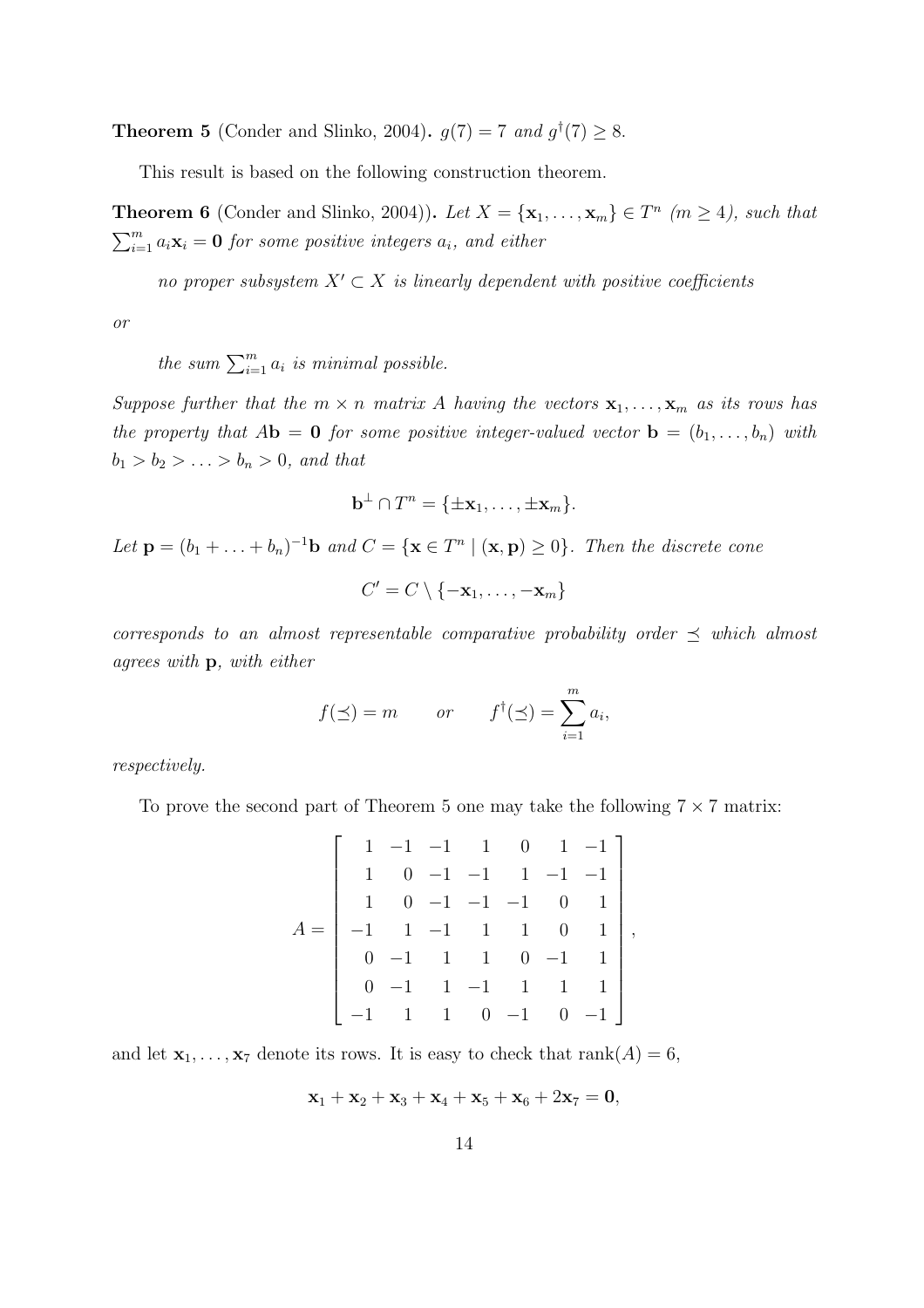**Theorem 5** (Conder and Slinko, 2004)**.** *$g(7) = 7$ and $g^\dagger(7) \geq 8$.*

This result is based on the following construction theorem.

**Theorem 6** (Conder and Slinko, 2004))**.** *Let $X = \{\mathbf{x}_1, \ldots, \mathbf{x}_m\} \in T^n$ $(m \geq 4)$, such that $\sum_{i=1}^m a_i \mathbf{x}_i = \mathbf{0}$ for some positive integers $a_i$, and either*

*no proper subsystem $X' \subset X$ is linearly dependent with positive coefficients*

*or*

*the sum $\sum_{i=1}^m a_i$ is minimal possible.*

*Suppose further that the $m \times n$ matrix $A$ having the vectors $\mathbf{x}_1, \ldots, \mathbf{x}_m$ as its rows has the property that $A\mathbf{b} = \mathbf{0}$ for some positive integer-valued vector $\mathbf{b} = (b_1, \ldots, b_n)$ with $b_1 > b_2 > \ldots > b_n > 0$, and that*

$$\mathbf{b}^\perp \cap T^n = \{\pm \mathbf{x}_1, \ldots, \pm \mathbf{x}_m\}.$$

*Let $\mathbf{p} = (b_1 + \ldots + b_n)^{-1}\mathbf{b}$ and $C = \{\mathbf{x} \in T^n \mid (\mathbf{x}, \mathbf{p}) \geq 0\}$. Then the discrete cone*

$$C' = C \setminus \{-\mathbf{x}_1, \ldots, -\mathbf{x}_m\}$$

*corresponds to an almost representable comparative probability order $\preceq$ which almost agrees with $\mathbf{p}$, with either*

$$f(\preceq) = m \qquad \text{or} \qquad f^\dagger(\preceq) = \sum_{i=1}^m a_i,$$

*respectively.*

To prove the second part of Theorem 5 one may take the following $7 \times 7$ matrix:

$$A = \begin{bmatrix} 1 & -1 & -1 & 1 & 0 & 1 & -1 \\ 1 & 0 & -1 & -1 & 1 & -1 & -1 \\ 1 & 0 & -1 & -1 & -1 & 0 & 1 \\ -1 & 1 & -1 & 1 & 1 & 0 & 1 \\ 0 & -1 & 1 & 1 & 0 & -1 & 1 \\ 0 & -1 & 1 & -1 & 1 & 1 & 1 \\ -1 & 1 & 1 & 0 & -1 & 0 & -1 \end{bmatrix},$$

and let $\mathbf{x}_1, \ldots, \mathbf{x}_7$ denote its rows. It is easy to check that $\text{rank}(A) = 6$,

$$\mathbf{x}_1 + \mathbf{x}_2 + \mathbf{x}_3 + \mathbf{x}_4 + \mathbf{x}_5 + \mathbf{x}_6 + 2\mathbf{x}_7 = \mathbf{0},$$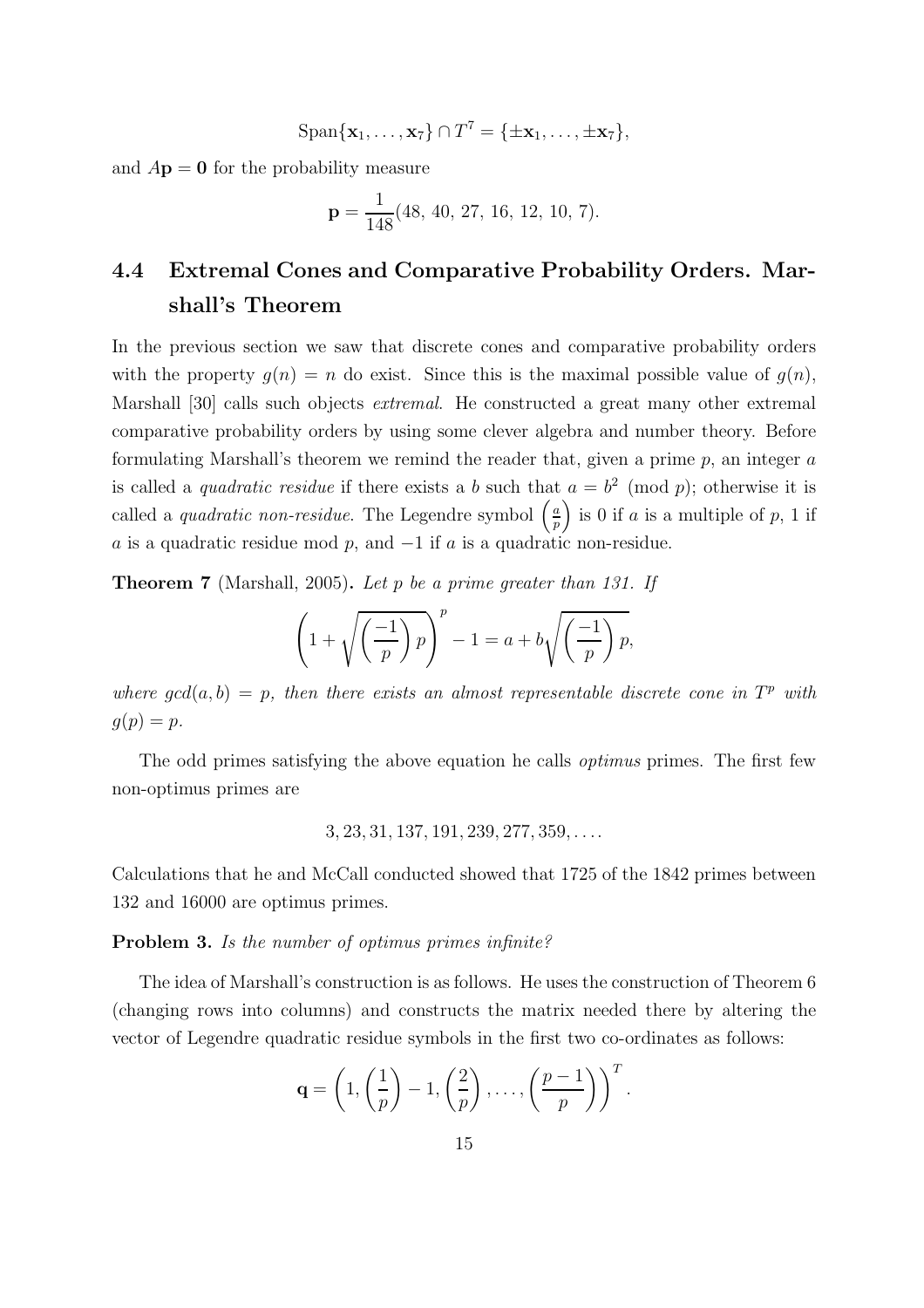$$\text{Span}\{\mathbf{x}_1, \ldots, \mathbf{x}_7\} \cap T^7 = \{\pm\mathbf{x}_1, \ldots, \pm\mathbf{x}_7\},$$

and $A\mathbf{p} = \mathbf{0}$ for the probability measure

$$\mathbf{p} = \frac{1}{148}(48,\ 40,\ 27,\ 16,\ 12,\ 10,\ 7).$$

## 4.4 Extremal Cones and Comparative Probability Orders. Marshall's Theorem

In the previous section we saw that discrete cones and comparative probability orders with the property $g(n) = n$ do exist. Since this is the maximal possible value of $g(n)$, Marshall [30] calls such objects *extremal*. He constructed a great many other extremal comparative probability orders by using some clever algebra and number theory. Before formulating Marshall's theorem we remind the reader that, given a prime $p$, an integer $a$ is called a *quadratic residue* if there exists a $b$ such that $a = b^2 \pmod{p}$; otherwise it is called a *quadratic non-residue*. The Legendre symbol $\left(\frac{a}{p}\right)$ is 0 if $a$ is a multiple of $p$, 1 if $a$ is a quadratic residue mod $p$, and $-1$ if $a$ is a quadratic non-residue.

**Theorem 7** (Marshall, 2005)**.** *Let $p$ be a prime greater than 131. If*

$$\left(1 + \sqrt{\left(\frac{-1}{p}\right)p}\right)^p - 1 = a + b\sqrt{\left(\frac{-1}{p}\right)p},$$

*where $gcd(a, b) = p$, then there exists an almost representable discrete cone in $T^p$ with $g(p) = p$.*

The odd primes satisfying the above equation he calls *optimus* primes. The first few non-optimus primes are

$$3, 23, 31, 137, 191, 239, 277, 359, \ldots.$$

Calculations that he and McCall conducted showed that 1725 of the 1842 primes between 132 and 16000 are optimus primes.

**Problem 3.** *Is the number of optimus primes infinite?*

The idea of Marshall's construction is as follows. He uses the construction of Theorem 6 (changing rows into columns) and constructs the matrix needed there by altering the vector of Legendre quadratic residue symbols in the first two co-ordinates as follows:

$$\mathbf{q} = \left(1, \left(\frac{1}{p}\right) - 1, \left(\frac{2}{p}\right), \ldots, \left(\frac{p-1}{p}\right)\right)^T.$$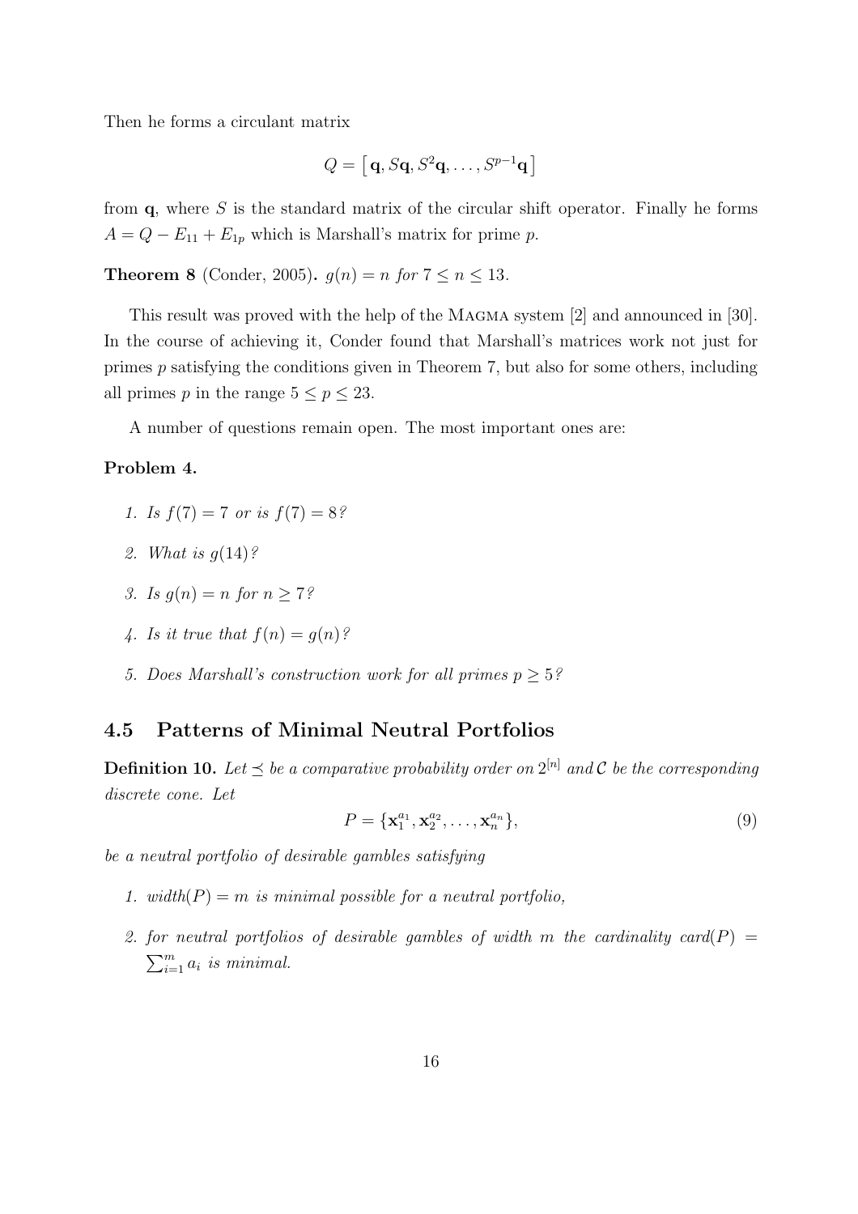Then he forms a circulant matrix

$$Q = \left[\, \mathbf{q}, S\mathbf{q}, S^2\mathbf{q}, \ldots, S^{p-1}\mathbf{q} \,\right]$$

from $\mathbf{q}$, where $S$ is the standard matrix of the circular shift operator. Finally he forms $A = Q - E_{11} + E_{1p}$ which is Marshall's matrix for prime $p$.

**Theorem 8** (Conder, 2005)**.** *$g(n) = n$ for $7 \leq n \leq 13$.*

This result was proved with the help of the Magma system [2] and announced in [30]. In the course of achieving it, Conder found that Marshall's matrices work not just for primes $p$ satisfying the conditions given in Theorem 7, but also for some others, including all primes $p$ in the range $5 \leq p \leq 23$.

A number of questions remain open. The most important ones are:

**Problem 4.**

1. *Is $f(7) = 7$ or is $f(7) = 8$?*
2. *What is $g(14)$?*
3. *Is $g(n) = n$ for $n \geq 7$?*
4. *Is it true that $f(n) = g(n)$?*
5. *Does Marshall's construction work for all primes $p \geq 5$?*

## 4.5 Patterns of Minimal Neutral Portfolios

**Definition 10.** *Let $\preceq$ be a comparative probability order on $2^{[n]}$ and $\mathcal{C}$ be the corresponding discrete cone. Let*

$$P = \{\mathbf{x}_1^{a_1}, \mathbf{x}_2^{a_2}, \ldots, \mathbf{x}_n^{a_n}\}, \tag{9}$$

*be a neutral portfolio of desirable gambles satisfying*

1. *$\text{width}(P) = m$ is minimal possible for a neutral portfolio,*
2. *for neutral portfolios of desirable gambles of width $m$ the cardinality $\text{card}(P) = \sum_{i=1}^{m} a_i$ is minimal.*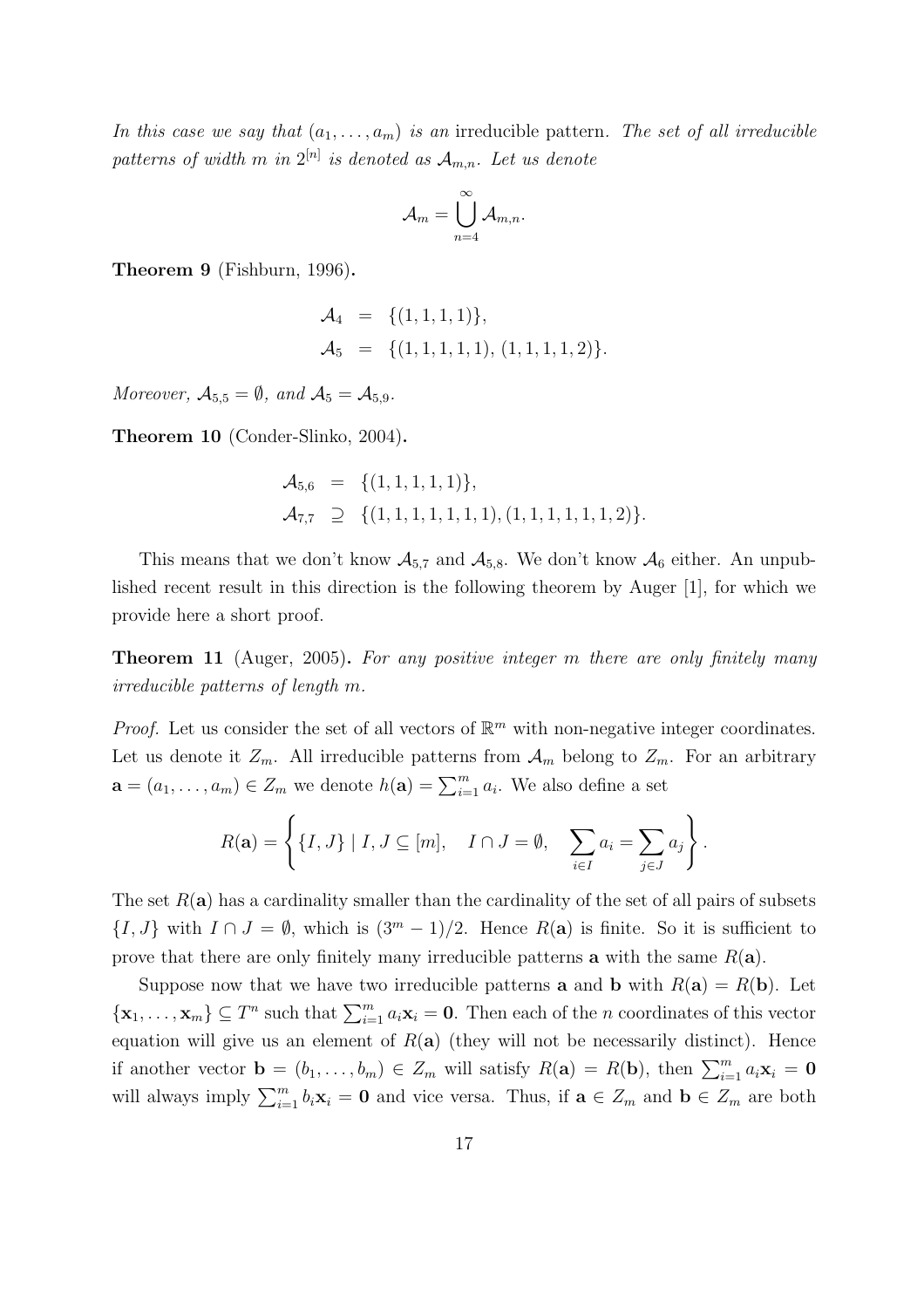*In this case we say that $(a_1, \ldots, a_m)$ is an* irreducible pattern. *The set of all irreducible patterns of width $m$ in $2^{[n]}$ is denoted as $\mathcal{A}_{m,n}$. Let us denote*

$$\mathcal{A}_m = \bigcup_{n=4}^{\infty} \mathcal{A}_{m,n}.$$

**Theorem 9** (Fishburn, 1996)**.**

$$\begin{aligned}
\mathcal{A}_4 &= \{(1,1,1,1)\}, \\
\mathcal{A}_5 &= \{(1,1,1,1,1),\, (1,1,1,1,2)\}.
\end{aligned}$$

*Moreover, $\mathcal{A}_{5,5} = \emptyset$, and $\mathcal{A}_5 = \mathcal{A}_{5,9}$.*

**Theorem 10** (Conder-Slinko, 2004)**.**

$$\begin{aligned}
\mathcal{A}_{5,6} &= \{(1,1,1,1,1)\}, \\
\mathcal{A}_{7,7} &\supseteq \{(1,1,1,1,1,1,1), (1,1,1,1,1,1,2)\}.
\end{aligned}$$

This means that we don't know $\mathcal{A}_{5,7}$ and $\mathcal{A}_{5,8}$. We don't know $\mathcal{A}_6$ either. An unpublished recent result in this direction is the following theorem by Auger [1], for which we provide here a short proof.

**Theorem 11** (Auger, 2005)**.** *For any positive integer $m$ there are only finitely many irreducible patterns of length $m$.*

*Proof.* Let us consider the set of all vectors of $\mathbb{R}^m$ with non-negative integer coordinates. Let us denote it $Z_m$. All irreducible patterns from $\mathcal{A}_m$ belong to $Z_m$. For an arbitrary $\mathbf{a} = (a_1, \ldots, a_m) \in Z_m$ we denote $h(\mathbf{a}) = \sum_{i=1}^m a_i$. We also define a set

$$R(\mathbf{a}) = \left\{ \{I, J\} \mid I, J \subseteq [m], \quad I \cap J = \emptyset, \quad \sum_{i \in I} a_i = \sum_{j \in J} a_j \right\}.$$

The set $R(\mathbf{a})$ has a cardinality smaller than the cardinality of the set of all pairs of subsets $\{I, J\}$ with $I \cap J = \emptyset$, which is $(3^m - 1)/2$. Hence $R(\mathbf{a})$ is finite. So it is sufficient to prove that there are only finitely many irreducible patterns $\mathbf{a}$ with the same $R(\mathbf{a})$.

Suppose now that we have two irreducible patterns $\mathbf{a}$ and $\mathbf{b}$ with $R(\mathbf{a}) = R(\mathbf{b})$. Let $\{\mathbf{x}_1, \ldots, \mathbf{x}_m\} \subseteq T^n$ such that $\sum_{i=1}^m a_i \mathbf{x}_i = \mathbf{0}$. Then each of the $n$ coordinates of this vector equation will give us an element of $R(\mathbf{a})$ (they will not be necessarily distinct). Hence if another vector $\mathbf{b} = (b_1, \ldots, b_m) \in Z_m$ will satisfy $R(\mathbf{a}) = R(\mathbf{b})$, then $\sum_{i=1}^m a_i \mathbf{x}_i = \mathbf{0}$ will always imply $\sum_{i=1}^m b_i \mathbf{x}_i = \mathbf{0}$ and vice versa. Thus, if $\mathbf{a} \in Z_m$ and $\mathbf{b} \in Z_m$ are both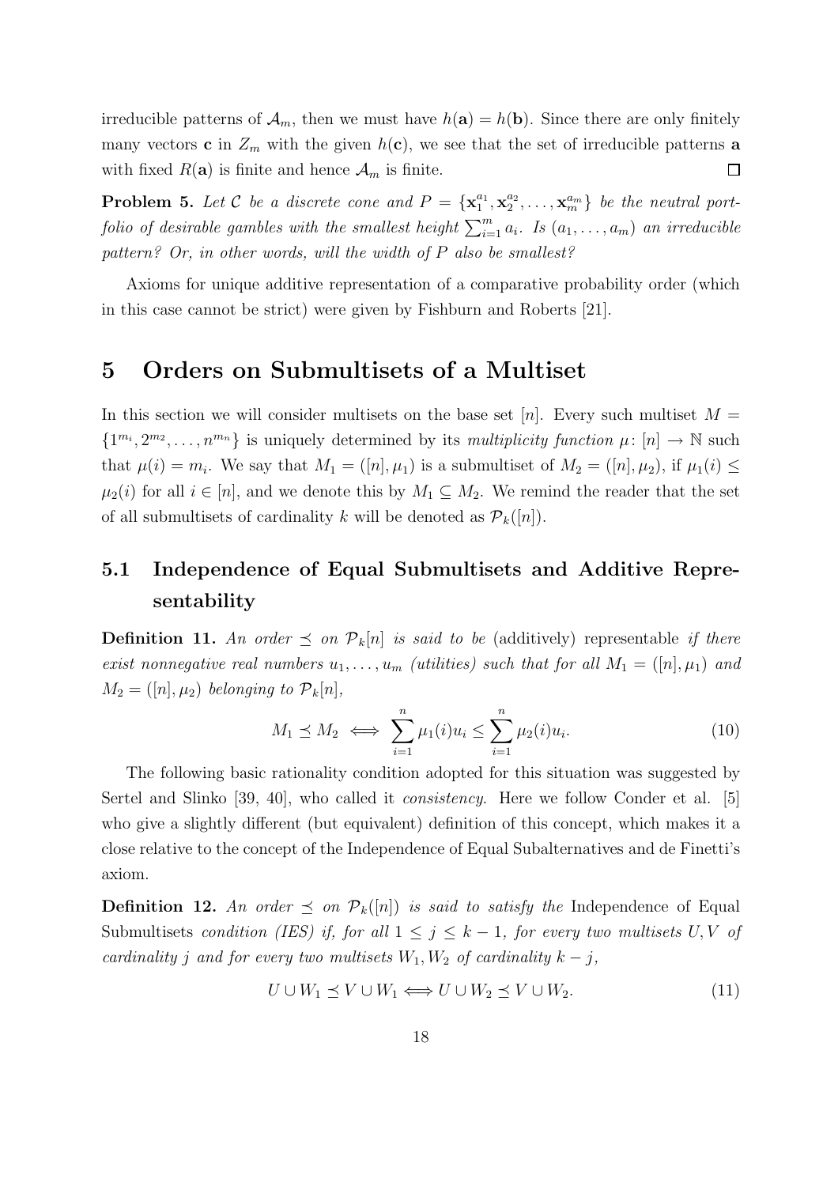irreducible patterns of $\mathcal{A}_m$, then we must have $h(\mathbf{a}) = h(\mathbf{b})$. Since there are only finitely many vectors $\mathbf{c}$ in $Z_m$ with the given $h(\mathbf{c})$, we see that the set of irreducible patterns $\mathbf{a}$ with fixed $R(\mathbf{a})$ is finite and hence $\mathcal{A}_m$ is finite. $\square$

**Problem 5.** *Let $\mathcal{C}$ be a discrete cone and $P = \{\mathbf{x}_1^{a_1}, \mathbf{x}_2^{a_2}, \ldots, \mathbf{x}_m^{a_m}\}$ be the neutral portfolio of desirable gambles with the smallest height $\sum_{i=1}^{m} a_i$. Is $(a_1, \ldots, a_m)$ an irreducible pattern? Or, in other words, will the width of $P$ also be smallest?*

Axioms for unique additive representation of a comparative probability order (which in this case cannot be strict) were given by Fishburn and Roberts [21].

# 5 Orders on Submultisets of a Multiset

In this section we will consider multisets on the base set $[n]$. Every such multiset $M = \{1^{m_1}, 2^{m_2}, \ldots, n^{m_n}\}$ is uniquely determined by its *multiplicity function* $\mu\colon [n] \to \mathbb{N}$ such that $\mu(i) = m_i$. We say that $M_1 = ([n], \mu_1)$ is a submultiset of $M_2 = ([n], \mu_2)$, if $\mu_1(i) \le \mu_2(i)$ for all $i \in [n]$, and we denote this by $M_1 \subseteq M_2$. We remind the reader that the set of all submultisets of cardinality $k$ will be denoted as $\mathcal{P}_k([n])$.

## 5.1 Independence of Equal Submultisets and Additive Representability

**Definition 11.** *An order $\preceq$ on $\mathcal{P}_k[n]$ is said to be* (additively) representable *if there exist nonnegative real numbers $u_1, \ldots, u_m$ (utilities) such that for all $M_1 = ([n], \mu_1)$ and $M_2 = ([n], \mu_2)$ belonging to $\mathcal{P}_k[n]$,*

$$M_1 \preceq M_2 \iff \sum_{i=1}^{n} \mu_1(i) u_i \le \sum_{i=1}^{n} \mu_2(i) u_i. \tag{10}$$

The following basic rationality condition adopted for this situation was suggested by Sertel and Slinko [39, 40], who called it *consistency*. Here we follow Conder et al. [5] who give a slightly different (but equivalent) definition of this concept, which makes it a close relative to the concept of the Independence of Equal Subalternatives and de Finetti's axiom.

**Definition 12.** *An order $\preceq$ on $\mathcal{P}_k([n])$ is said to satisfy the* Independence of Equal Submultisets *condition (IES) if, for all $1 \le j \le k-1$, for every two multisets $U, V$ of cardinality $j$ and for every two multisets $W_1, W_2$ of cardinality $k-j$,*

$$U \cup W_1 \preceq V \cup W_1 \Longleftrightarrow U \cup W_2 \preceq V \cup W_2. \tag{11}$$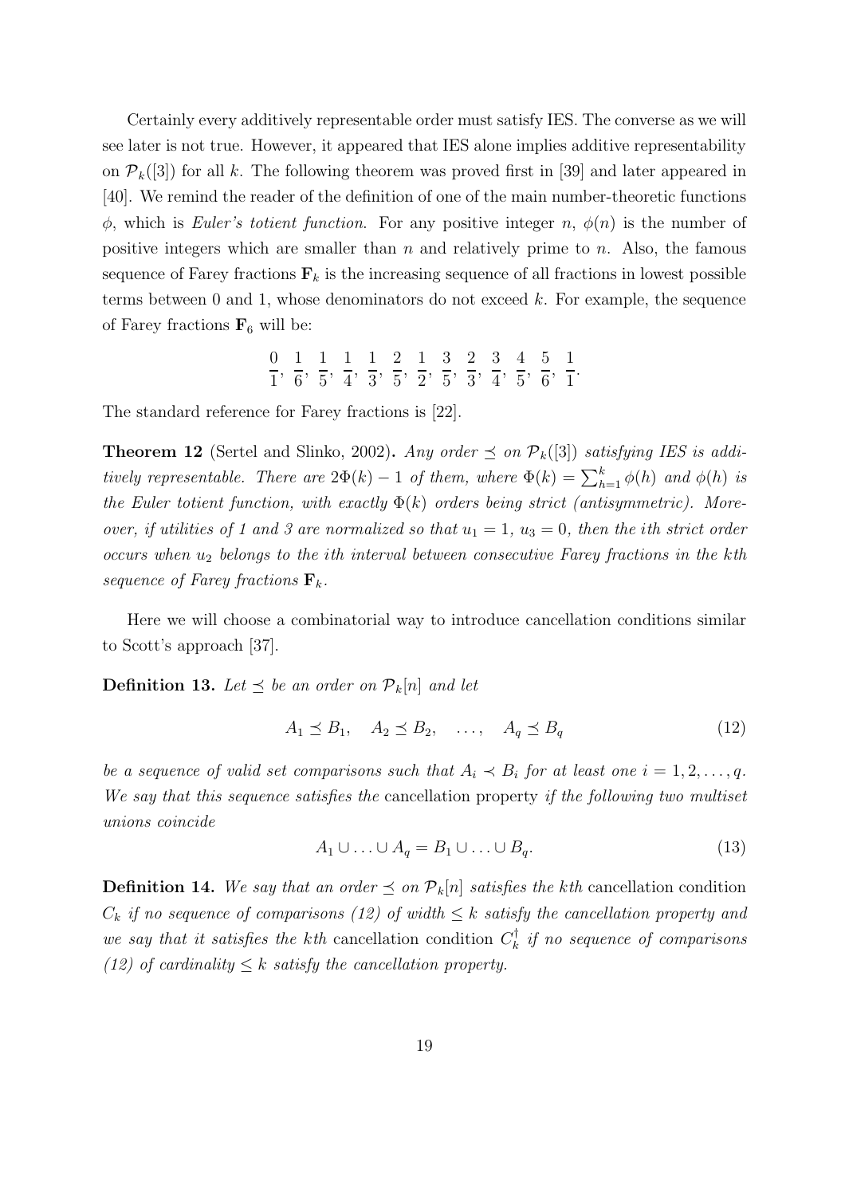Certainly every additively representable order must satisfy IES. The converse as we will see later is not true. However, it appeared that IES alone implies additive representability on $\mathcal{P}_k([3])$ for all $k$. The following theorem was proved first in [39] and later appeared in [40]. We remind the reader of the definition of one of the main number-theoretic functions $\phi$, which is *Euler's totient function*. For any positive integer $n$, $\phi(n)$ is the number of positive integers which are smaller than $n$ and relatively prime to $n$. Also, the famous sequence of Farey fractions $\mathbf{F}_k$ is the increasing sequence of all fractions in lowest possible terms between 0 and 1, whose denominators do not exceed $k$. For example, the sequence of Farey fractions $\mathbf{F}_6$ will be:

$$\frac{0}{1}, \frac{1}{6}, \frac{1}{5}, \frac{1}{4}, \frac{1}{3}, \frac{2}{5}, \frac{1}{2}, \frac{3}{5}, \frac{2}{3}, \frac{3}{4}, \frac{4}{5}, \frac{5}{6}, \frac{1}{1}.$$

The standard reference for Farey fractions is [22].

**Theorem 12** (Sertel and Slinko, 2002)**.** *Any order $\preceq$ on $\mathcal{P}_k([3])$ satisfying IES is additively representable. There are $2\Phi(k) - 1$ of them, where $\Phi(k) = \sum_{h=1}^{k} \phi(h)$ and $\phi(h)$ is the Euler totient function, with exactly $\Phi(k)$ orders being strict (antisymmetric). Moreover, if utilities of 1 and 3 are normalized so that $u_1 = 1$, $u_3 = 0$, then the ith strict order occurs when $u_2$ belongs to the ith interval between consecutive Farey fractions in the kth sequence of Farey fractions $\mathbf{F}_k$.*

Here we will choose a combinatorial way to introduce cancellation conditions similar to Scott's approach [37].

**Definition 13.** *Let $\preceq$ be an order on $\mathcal{P}_k[n]$ and let*

$$A_1 \preceq B_1, \quad A_2 \preceq B_2, \quad \ldots, \quad A_q \preceq B_q \tag{12}$$

*be a sequence of valid set comparisons such that $A_i \prec B_i$ for at least one $i = 1, 2, \ldots, q$. We say that this sequence satisfies the* cancellation property *if the following two multiset unions coincide*

$$A_1 \cup \ldots \cup A_q = B_1 \cup \ldots \cup B_q. \tag{13}$$

**Definition 14.** *We say that an order $\preceq$ on $\mathcal{P}_k[n]$ satisfies the kth* cancellation condition *$C_k$ if no sequence of comparisons (12) of width $\leq k$ satisfy the cancellation property and we say that it satisfies the kth* cancellation condition *$C_k^\dagger$ if no sequence of comparisons (12) of cardinality $\leq k$ satisfy the cancellation property.*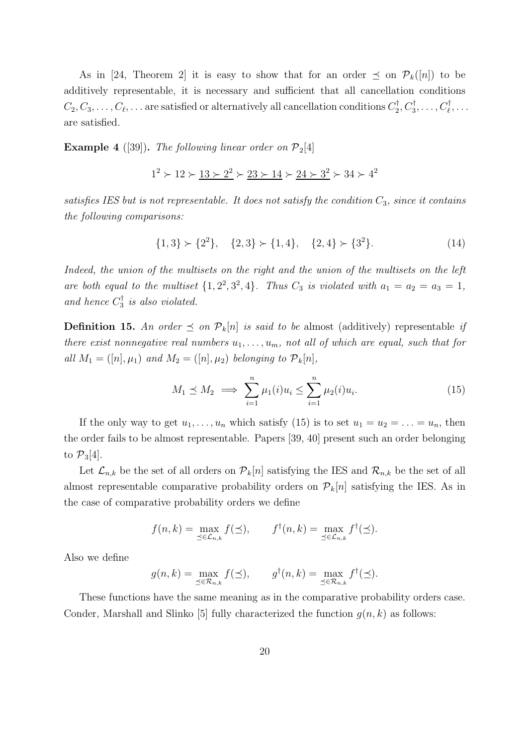As in [24, Theorem 2] it is easy to show that for an order $\preceq$ on $\mathcal{P}_k([n])$ to be additively representable, it is necessary and sufficient that all cancellation conditions $C_2, C_3, \ldots, C_\ell, \ldots$ are satisfied or alternatively all cancellation conditions $C_2^\dagger, C_3^\dagger, \ldots, C_\ell^\dagger, \ldots$ are satisfied.

**Example 4** ([39]). *The following linear order on $\mathcal{P}_2[4]$*

$$1^2 \succ 12 \succ \underline{13 \succ 2^2} \succ \underline{23 \succ 14} \succ \underline{24 \succ 3^2} \succ 34 \succ 4^2$$

*satisfies IES but is not representable. It does not satisfy the condition $C_3$, since it contains the following comparisons:*

$$\{1,3\} \succ \{2^2\}, \quad \{2,3\} \succ \{1,4\}, \quad \{2,4\} \succ \{3^2\}. \tag{14}$$

*Indeed, the union of the multisets on the right and the union of the multisets on the left are both equal to the multiset $\{1, 2^2, 3^2, 4\}$. Thus $C_3$ is violated with $a_1 = a_2 = a_3 = 1$, and hence $C_3^\dagger$ is also violated.*

**Definition 15.** *An order $\preceq$ on $\mathcal{P}_k[n]$ is said to be* almost (additively) representable *if there exist nonnegative real numbers $u_1, \ldots, u_m$, not all of which are equal, such that for all $M_1 = ([n], \mu_1)$ and $M_2 = ([n], \mu_2)$ belonging to $\mathcal{P}_k[n]$,*

$$M_1 \preceq M_2 \implies \sum_{i=1}^{n} \mu_1(i) u_i \le \sum_{i=1}^{n} \mu_2(i) u_i. \tag{15}$$

If the only way to get $u_1, \ldots, u_n$ which satisfy (15) is to set $u_1 = u_2 = \ldots = u_n$, then the order fails to be almost representable. Papers [39, 40] present such an order belonging to $\mathcal{P}_3[4]$.

Let $\mathcal{L}_{n,k}$ be the set of all orders on $\mathcal{P}_k[n]$ satisfying the IES and $\mathcal{R}_{n,k}$ be the set of all almost representable comparative probability orders on $\mathcal{P}_k[n]$ satisfying the IES. As in the case of comparative probability orders we define

$$f(n,k) = \max_{\preceq \in \mathcal{L}_{n,k}} f(\preceq), \qquad f^\dagger(n,k) = \max_{\preceq \in \mathcal{L}_{n,k}} f^\dagger(\preceq).$$

Also we define

$$g(n,k) = \max_{\preceq \in \mathcal{R}_{n,k}} f(\preceq), \qquad g^\dagger(n,k) = \max_{\preceq \in \mathcal{R}_{n,k}} f^\dagger(\preceq).$$

These functions have the same meaning as in the comparative probability orders case. Conder, Marshall and Slinko [5] fully characterized the function $g(n,k)$ as follows: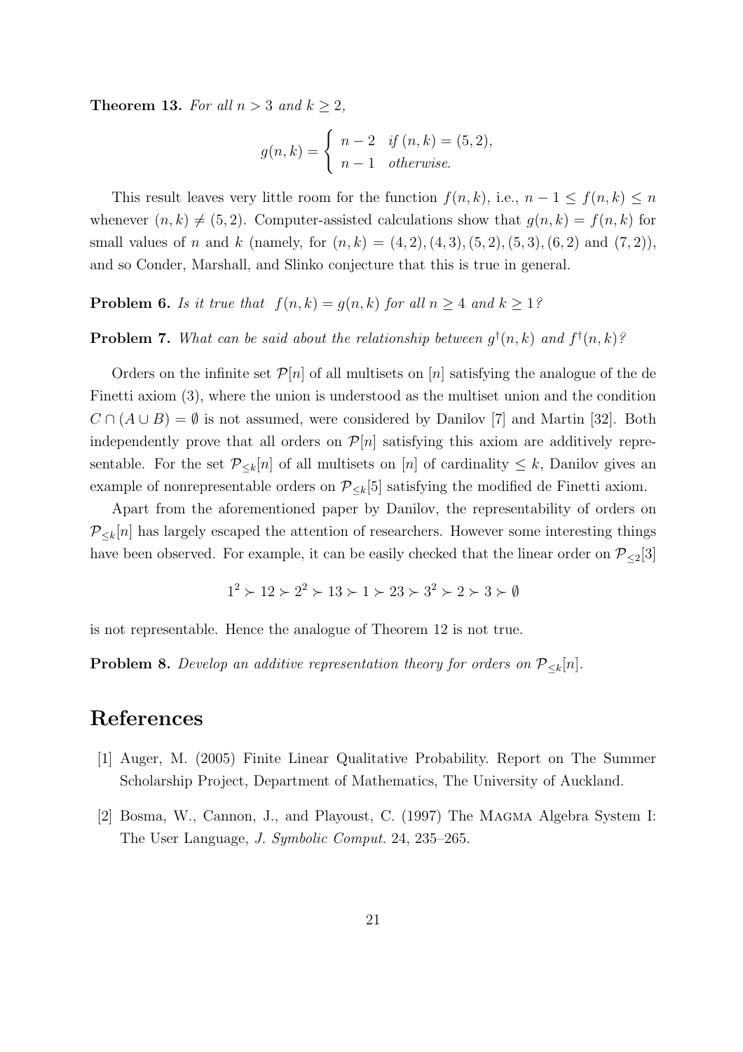**Theorem 13.** *For all $n > 3$ and $k \geq 2$,*

$$g(n,k) = \begin{cases} n-2 & \text{if } (n,k) = (5,2), \\ n-1 & \text{otherwise.} \end{cases}$$

This result leaves very little room for the function $f(n,k)$, i.e., $n-1 \leq f(n,k) \leq n$ whenever $(n,k) \neq (5,2)$. Computer-assisted calculations show that $g(n,k) = f(n,k)$ for small values of $n$ and $k$ (namely, for $(n,k) = (4,2), (4,3), (5,2), (5,3), (6,2)$ and $(7,2)$), and so Conder, Marshall, and Slinko conjecture that this is true in general.

**Problem 6.** *Is it true that $f(n,k) = g(n,k)$ for all $n \geq 4$ and $k \geq 1$?*

**Problem 7.** *What can be said about the relationship between $g^{\dagger}(n,k)$ and $f^{\dagger}(n,k)$?*

Orders on the infinite set $\mathcal{P}[n]$ of all multisets on $[n]$ satisfying the analogue of the de Finetti axiom (3), where the union is understood as the multiset union and the condition $C \cap (A \cup B) = \emptyset$ is not assumed, were considered by Danilov [7] and Martin [32]. Both independently prove that all orders on $\mathcal{P}[n]$ satisfying this axiom are additively representable. For the set $\mathcal{P}_{\leq k}[n]$ of all multisets on $[n]$ of cardinality $\leq k$, Danilov gives an example of nonrepresentable orders on $\mathcal{P}_{\leq k}[5]$ satisfying the modified de Finetti axiom.

Apart from the aforementioned paper by Danilov, the representability of orders on $\mathcal{P}_{\leq k}[n]$ has largely escaped the attention of researchers. However some interesting things have been observed. For example, it can be easily checked that the linear order on $\mathcal{P}_{\leq 2}[3]$

$$1^2 \succ 12 \succ 2^2 \succ 13 \succ 1 \succ 23 \succ 3^2 \succ 2 \succ 3 \succ \emptyset$$

is not representable. Hence the analogue of Theorem 12 is not true.

**Problem 8.** *Develop an additive representation theory for orders on $\mathcal{P}_{\leq k}[n]$.*

# References

[1] Auger, M. (2005) Finite Linear Qualitative Probability. Report on The Summer Scholarship Project, Department of Mathematics, The University of Auckland.

[2] Bosma, W., Cannon, J., and Playoust, C. (1997) The Magma Algebra System I: The User Language, *J. Symbolic Comput.* 24, 235–265.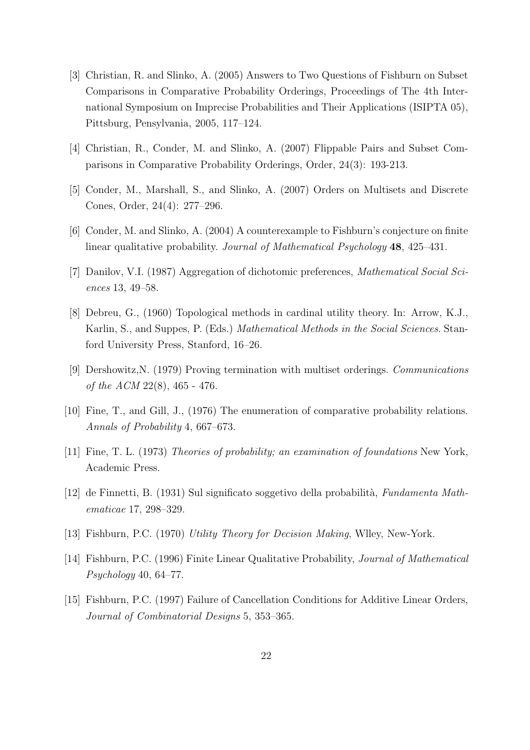[3] Christian, R. and Slinko, A. (2005) Answers to Two Questions of Fishburn on Subset Comparisons in Comparative Probability Orderings, Proceedings of The 4th International Symposium on Imprecise Probabilities and Their Applications (ISIPTA 05), Pittsburg, Pensylvania, 2005, 117–124.

[4] Christian, R., Conder, M. and Slinko, A. (2007) Flippable Pairs and Subset Comparisons in Comparative Probability Orderings, Order, 24(3): 193-213.

[5] Conder, M., Marshall, S., and Slinko, A. (2007) Orders on Multisets and Discrete Cones, Order, 24(4): 277–296.

[6] Conder, M. and Slinko, A. (2004) A counterexample to Fishburn's conjecture on finite linear qualitative probability. *Journal of Mathematical Psychology* **48**, 425–431.

[7] Danilov, V.I. (1987) Aggregation of dichotomic preferences, *Mathematical Social Sciences* 13, 49–58.

[8] Debreu, G., (1960) Topological methods in cardinal utility theory. In: Arrow, K.J., Karlin, S., and Suppes, P. (Eds.) *Mathematical Methods in the Social Sciences*. Stanford University Press, Stanford, 16–26.

[9] Dershowitz,N. (1979) Proving termination with multiset orderings. *Communications of the ACM* 22(8), 465 - 476.

[10] Fine, T., and Gill, J., (1976) The enumeration of comparative probability relations. *Annals of Probability* 4, 667–673.

[11] Fine, T. L. (1973) *Theories of probability; an examination of foundations* New York, Academic Press.

[12] de Finnetti, B. (1931) Sul significato soggetivo della probabilità, *Fundamenta Mathematicae* 17, 298–329.

[13] Fishburn, P.C. (1970) *Utility Theory for Decision Making*, Wlley, New-York.

[14] Fishburn, P.C. (1996) Finite Linear Qualitative Probability, *Journal of Mathematical Psychology* 40, 64–77.

[15] Fishburn, P.C. (1997) Failure of Cancellation Conditions for Additive Linear Orders, *Journal of Combinatorial Designs* 5, 353–365.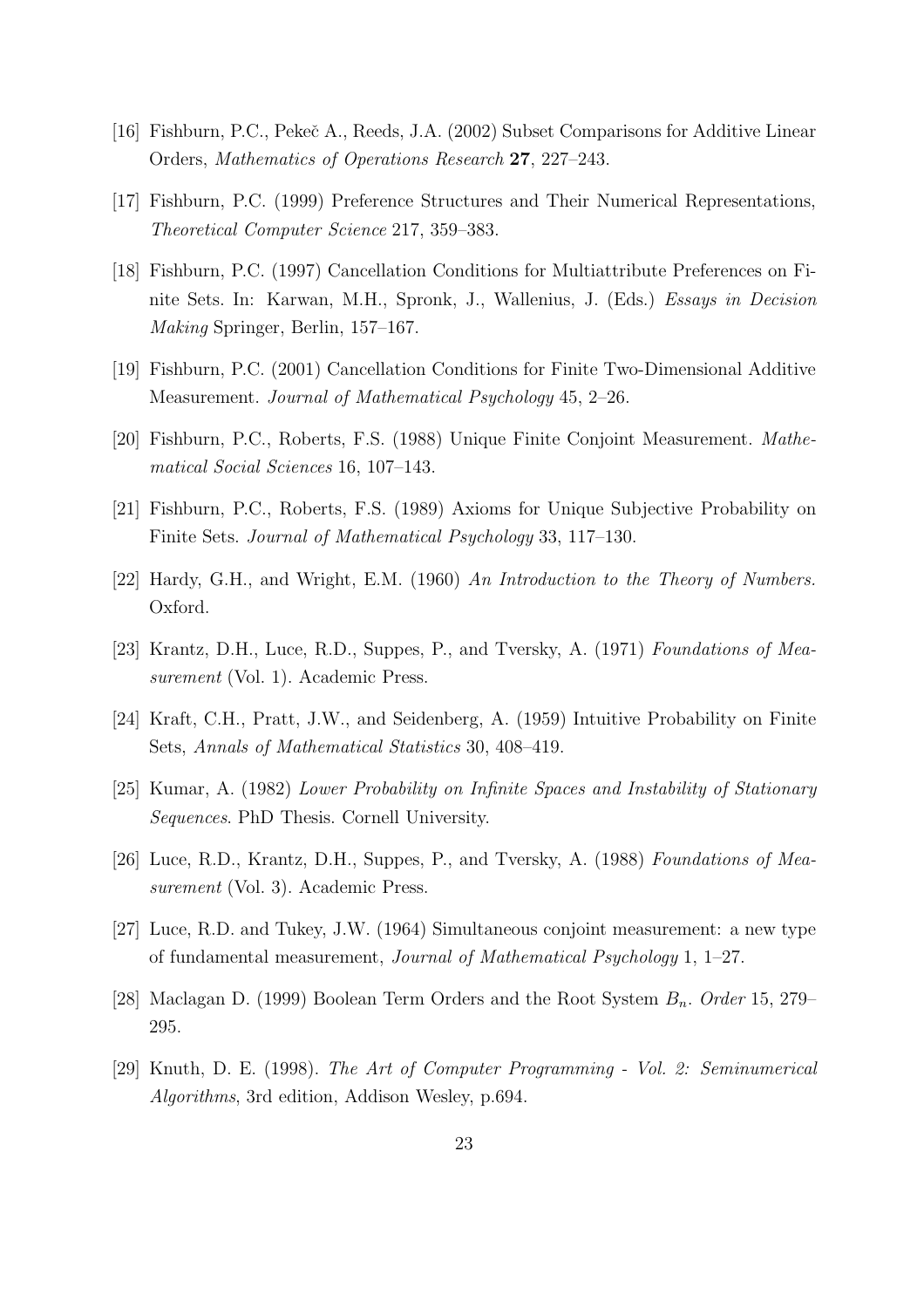[16] Fishburn, P.C., Pekeč A., Reeds, J.A. (2002) Subset Comparisons for Additive Linear Orders, *Mathematics of Operations Research* **27**, 227–243.

[17] Fishburn, P.C. (1999) Preference Structures and Their Numerical Representations, *Theoretical Computer Science* 217, 359–383.

[18] Fishburn, P.C. (1997) Cancellation Conditions for Multiattribute Preferences on Finite Sets. In: Karwan, M.H., Spronk, J., Wallenius, J. (Eds.) *Essays in Decision Making* Springer, Berlin, 157–167.

[19] Fishburn, P.C. (2001) Cancellation Conditions for Finite Two-Dimensional Additive Measurement. *Journal of Mathematical Psychology* 45, 2–26.

[20] Fishburn, P.C., Roberts, F.S. (1988) Unique Finite Conjoint Measurement. *Mathematical Social Sciences* 16, 107–143.

[21] Fishburn, P.C., Roberts, F.S. (1989) Axioms for Unique Subjective Probability on Finite Sets. *Journal of Mathematical Psychology* 33, 117–130.

[22] Hardy, G.H., and Wright, E.M. (1960) *An Introduction to the Theory of Numbers.* Oxford.

[23] Krantz, D.H., Luce, R.D., Suppes, P., and Tversky, A. (1971) *Foundations of Measurement* (Vol. 1). Academic Press.

[24] Kraft, C.H., Pratt, J.W., and Seidenberg, A. (1959) Intuitive Probability on Finite Sets, *Annals of Mathematical Statistics* 30, 408–419.

[25] Kumar, A. (1982) *Lower Probability on Infinite Spaces and Instability of Stationary Sequences*. PhD Thesis. Cornell University.

[26] Luce, R.D., Krantz, D.H., Suppes, P., and Tversky, A. (1988) *Foundations of Measurement* (Vol. 3). Academic Press.

[27] Luce, R.D. and Tukey, J.W. (1964) Simultaneous conjoint measurement: a new type of fundamental measurement, *Journal of Mathematical Psychology* 1, 1–27.

[28] Maclagan D. (1999) Boolean Term Orders and the Root System $B_n$. *Order* 15, 279–295.

[29] Knuth, D. E. (1998). *The Art of Computer Programming - Vol. 2: Seminumerical Algorithms*, 3rd edition, Addison Wesley, p.694.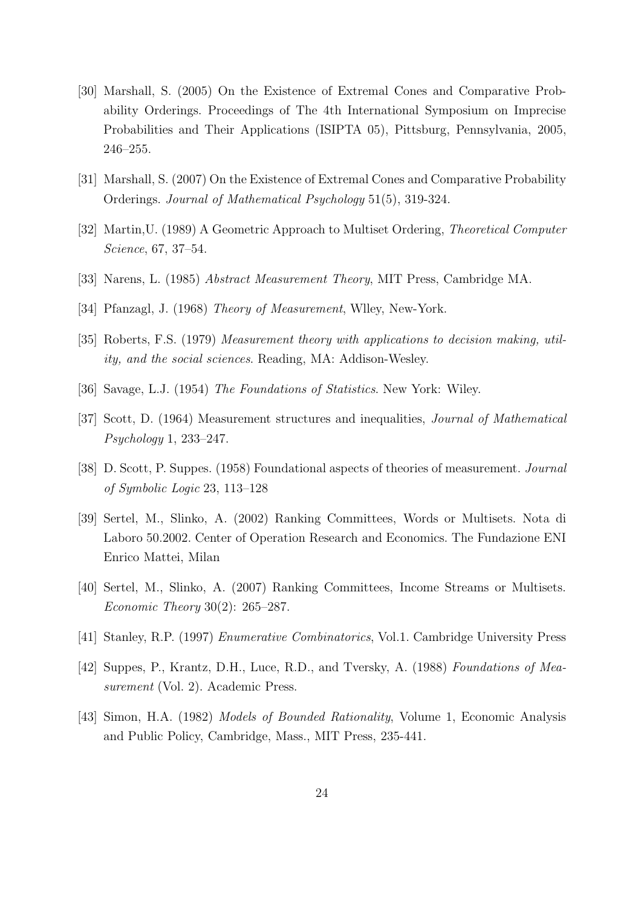[30] Marshall, S. (2005) On the Existence of Extremal Cones and Comparative Probability Orderings. Proceedings of The 4th International Symposium on Imprecise Probabilities and Their Applications (ISIPTA 05), Pittsburg, Pennsylvania, 2005, 246–255.

[31] Marshall, S. (2007) On the Existence of Extremal Cones and Comparative Probability Orderings. *Journal of Mathematical Psychology* 51(5), 319-324.

[32] Martin,U. (1989) A Geometric Approach to Multiset Ordering, *Theoretical Computer Science*, 67, 37–54.

[33] Narens, L. (1985) *Abstract Measurement Theory*, MIT Press, Cambridge MA.

[34] Pfanzagl, J. (1968) *Theory of Measurement*, Wlley, New-York.

[35] Roberts, F.S. (1979) *Measurement theory with applications to decision making, utility, and the social sciences*. Reading, MA: Addison-Wesley.

[36] Savage, L.J. (1954) *The Foundations of Statistics*. New York: Wiley.

[37] Scott, D. (1964) Measurement structures and inequalities, *Journal of Mathematical Psychology* 1, 233–247.

[38] D. Scott, P. Suppes. (1958) Foundational aspects of theories of measurement. *Journal of Symbolic Logic* 23, 113–128

[39] Sertel, M., Slinko, A. (2002) Ranking Committees, Words or Multisets. Nota di Laboro 50.2002. Center of Operation Research and Economics. The Fundazione ENI Enrico Mattei, Milan

[40] Sertel, M., Slinko, A. (2007) Ranking Committees, Income Streams or Multisets. *Economic Theory* 30(2): 265–287.

[41] Stanley, R.P. (1997) *Enumerative Combinatorics*, Vol.1. Cambridge University Press

[42] Suppes, P., Krantz, D.H., Luce, R.D., and Tversky, A. (1988) *Foundations of Measurement* (Vol. 2). Academic Press.

[43] Simon, H.A. (1982) *Models of Bounded Rationality*, Volume 1, Economic Analysis and Public Policy, Cambridge, Mass., MIT Press, 235-441.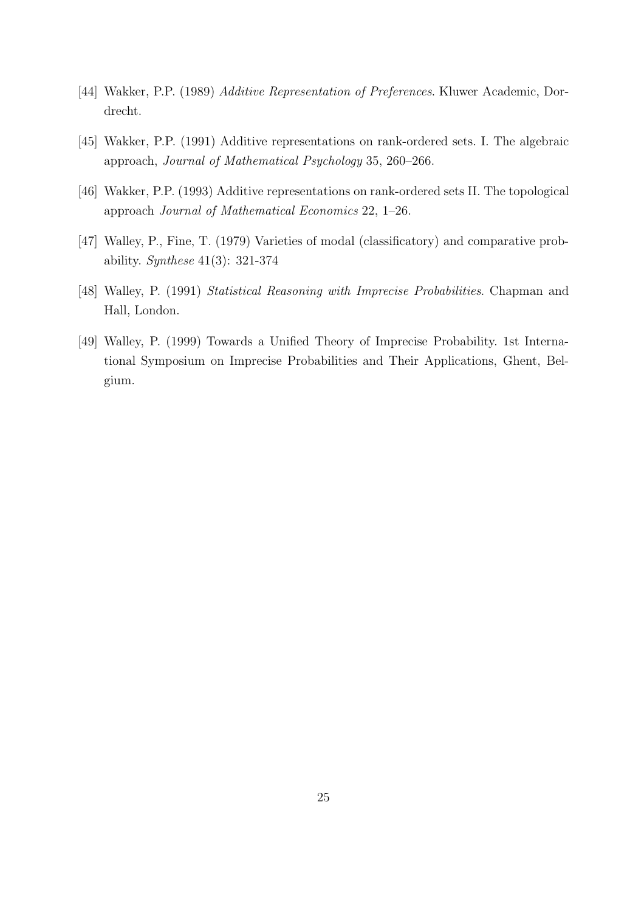[44] Wakker, P.P. (1989) *Additive Representation of Preferences*. Kluwer Academic, Dordrecht.

[45] Wakker, P.P. (1991) Additive representations on rank-ordered sets. I. The algebraic approach, *Journal of Mathematical Psychology* 35, 260–266.

[46] Wakker, P.P. (1993) Additive representations on rank-ordered sets II. The topological approach *Journal of Mathematical Economics* 22, 1–26.

[47] Walley, P., Fine, T. (1979) Varieties of modal (classificatory) and comparative probability. *Synthese* 41(3): 321-374

[48] Walley, P. (1991) *Statistical Reasoning with Imprecise Probabilities*. Chapman and Hall, London.

[49] Walley, P. (1999) Towards a Unified Theory of Imprecise Probability. 1st International Symposium on Imprecise Probabilities and Their Applications, Ghent, Belgium.